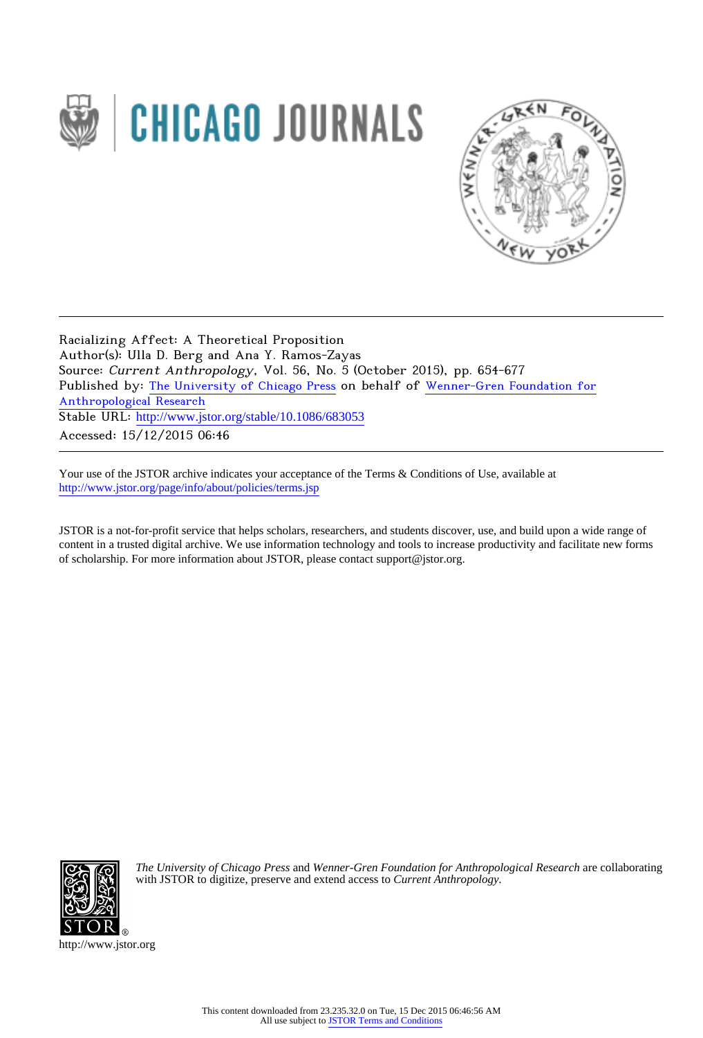Racializing Affect: A Theoretical Proposition
Author(s): Ulla D. Berg and Ana Y. Ramos-Zayas
Source: *Current Anthropology*, Vol. 56, No. 5 (October 2015), pp. 654-677
Published by: The University of Chicago Press on behalf of Wenner-Gren Foundation for Anthropological Research
Stable URL: http://www.jstor.org/stable/10.1086/683053
Accessed: 15/12/2015 06:46

Your use of the JSTOR archive indicates your acceptance of the Terms & Conditions of Use, available at http://www.jstor.org/page/info/about/policies/terms.jsp

JSTOR is a not-for-profit service that helps scholars, researchers, and students discover, use, and build upon a wide range of content in a trusted digital archive. We use information technology and tools to increase productivity and facilitate new forms of scholarship. For more information about JSTOR, please contact support@jstor.org.

*The University of Chicago Press* and *Wenner-Gren Foundation for Anthropological Research* are collaborating with JSTOR to digitize, preserve and extend access to *Current Anthropology*.

http://www.jstor.org

This content downloaded from 23.235.32.0 on Tue, 15 Dec 2015 06:46:56 AM
All use subject to JSTOR Terms and Conditions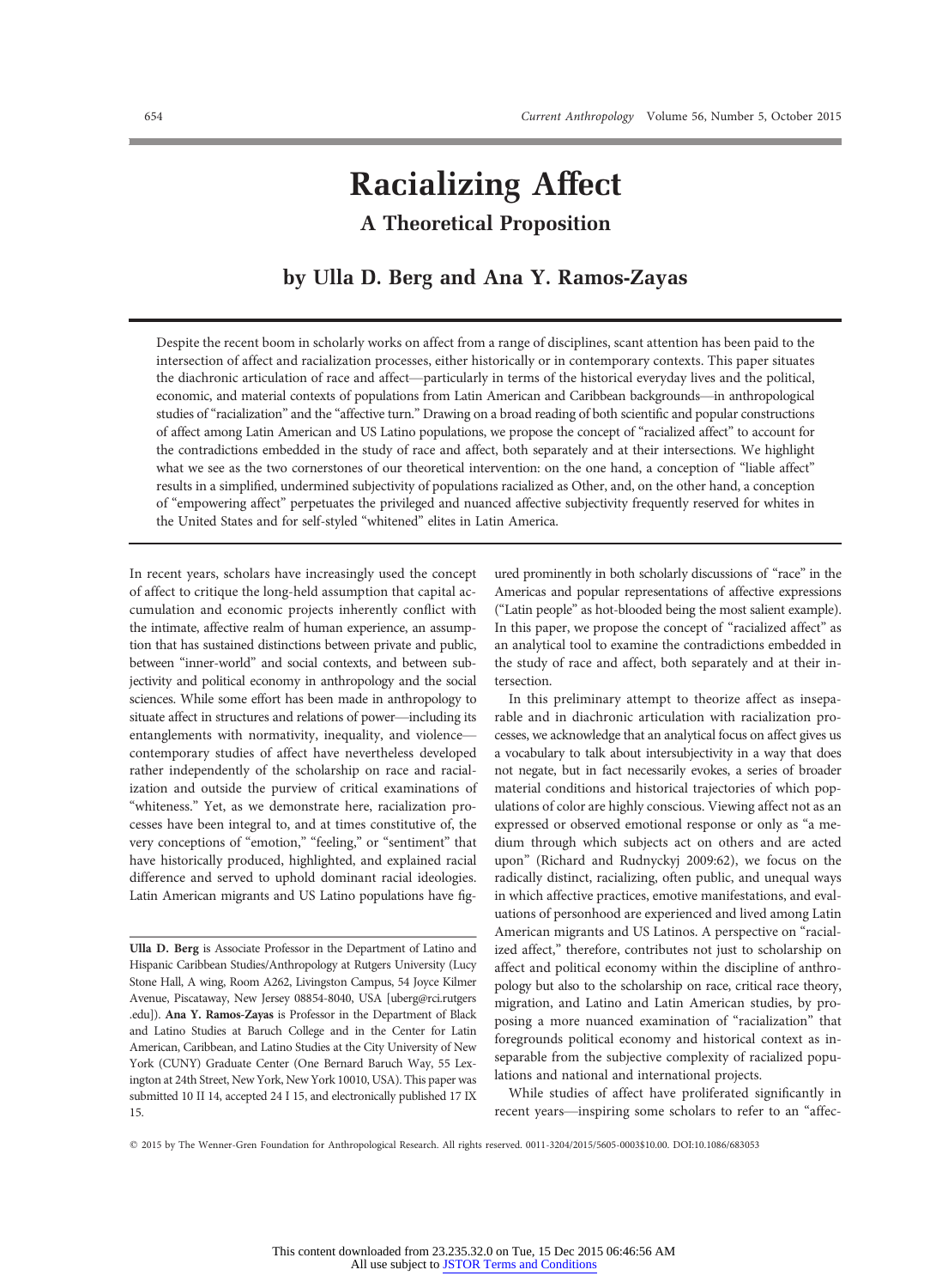# Racializing Affect

## A Theoretical Proposition

### by Ulla D. Berg and Ana Y. Ramos-Zayas

Despite the recent boom in scholarly works on affect from a range of disciplines, scant attention has been paid to the intersection of affect and racialization processes, either historically or in contemporary contexts. This paper situates the diachronic articulation of race and affect—particularly in terms of the historical everyday lives and the political, economic, and material contexts of populations from Latin American and Caribbean backgrounds—in anthropological studies of "racialization" and the "affective turn." Drawing on a broad reading of both scientific and popular constructions of affect among Latin American and US Latino populations, we propose the concept of "racialized affect" to account for the contradictions embedded in the study of race and affect, both separately and at their intersections. We highlight what we see as the two cornerstones of our theoretical intervention: on the one hand, a conception of "liable affect" results in a simplified, undermined subjectivity of populations racialized as Other, and, on the other hand, a conception of "empowering affect" perpetuates the privileged and nuanced affective subjectivity frequently reserved for whites in the United States and for self-styled "whitened" elites in Latin America.

In recent years, scholars have increasingly used the concept of affect to critique the long-held assumption that capital accumulation and economic projects inherently conflict with the intimate, affective realm of human experience, an assumption that has sustained distinctions between private and public, between "inner-world" and social contexts, and between subjectivity and political economy in anthropology and the social sciences. While some effort has been made in anthropology to situate affect in structures and relations of power—including its entanglements with normativity, inequality, and violence—contemporary studies of affect have nevertheless developed rather independently of the scholarship on race and racialization and outside the purview of critical examinations of "whiteness." Yet, as we demonstrate here, racialization processes have been integral to, and at times constitutive of, the very conceptions of "emotion," "feeling," or "sentiment" that have historically produced, highlighted, and explained racial difference and served to uphold dominant racial ideologies. Latin American migrants and US Latino populations have figured prominently in both scholarly discussions of "race" in the Americas and popular representations of affective expressions ("Latin people" as hot-blooded being the most salient example). In this paper, we propose the concept of "racialized affect" as an analytical tool to examine the contradictions embedded in the study of race and affect, both separately and at their intersection.

In this preliminary attempt to theorize affect as inseparable and in diachronic articulation with racialization processes, we acknowledge that an analytical focus on affect gives us a vocabulary to talk about intersubjectivity in a way that does not negate, but in fact necessarily evokes, a series of broader material conditions and historical trajectories of which populations of color are highly conscious. Viewing affect not as an expressed or observed emotional response or only as "a medium through which subjects act on others and are acted upon" (Richard and Rudnyckyj 2009:62), we focus on the radically distinct, racializing, often public, and unequal ways in which affective practices, emotive manifestations, and evaluations of personhood are experienced and lived among Latin American migrants and US Latinos. A perspective on "racialized affect," therefore, contributes not just to scholarship on affect and political economy within the discipline of anthropology but also to the scholarship on race, critical race theory, migration, and Latino and Latin American studies, by proposing a more nuanced examination of "racialization" that foregrounds political economy and historical context as inseparable from the subjective complexity of racialized populations and national and international projects.

While studies of affect have proliferated significantly in recent years—inspiring some scholars to refer to an "affec-

Ulla D. Berg is Associate Professor in the Department of Latino and Hispanic Caribbean Studies/Anthropology at Rutgers University (Lucy Stone Hall, A wing, Room A262, Livingston Campus, 54 Joyce Kilmer Avenue, Piscataway, New Jersey 08854-8040, USA [uberg@rci.rutgers.edu]). Ana Y. Ramos-Zayas is Professor in the Department of Black and Latino Studies at Baruch College and in the Center for Latin American, Caribbean, and Latino Studies at the City University of New York (CUNY) Graduate Center (One Bernard Baruch Way, 55 Lexington at 24th Street, New York, New York 10010, USA). This paper was submitted 10 II 14, accepted 24 I 15, and electronically published 17 IX 15.

© 2015 by The Wenner-Gren Foundation for Anthropological Research. All rights reserved. 0011-3204/2015/5605-0003$10.00. DOI:10.1086/683053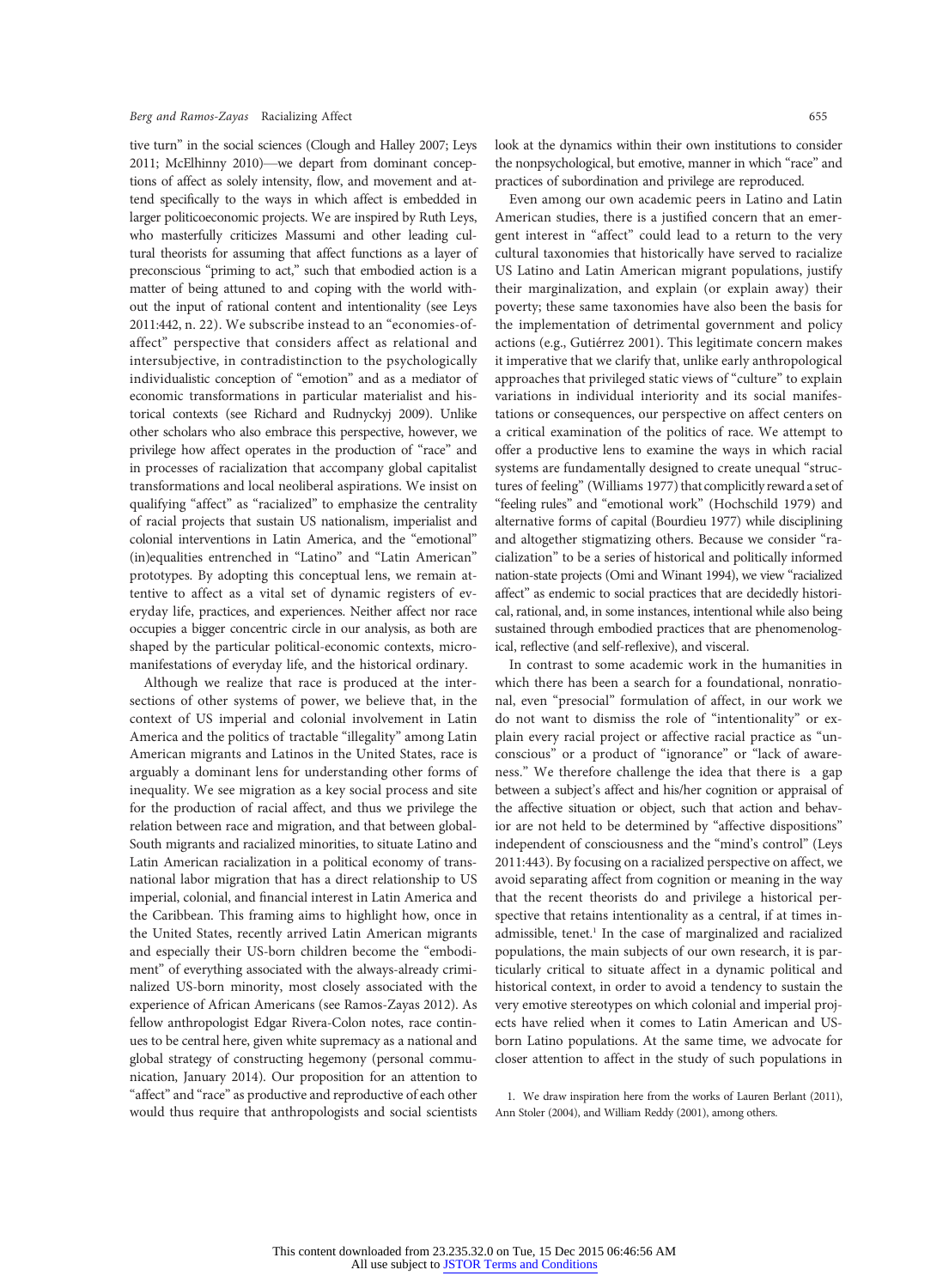tive turn" in the social sciences (Clough and Halley 2007; Leys 2011; McElhinny 2010)—we depart from dominant conceptions of affect as solely intensity, flow, and movement and attend specifically to the ways in which affect is embedded in larger politicoeconomic projects. We are inspired by Ruth Leys, who masterfully criticizes Massumi and other leading cultural theorists for assuming that affect functions as a layer of preconscious "priming to act," such that embodied action is a matter of being attuned to and coping with the world without the input of rational content and intentionality (see Leys 2011:442, n. 22). We subscribe instead to an "economies-of-affect" perspective that considers affect as relational and intersubjective, in contradistinction to the psychologically individualistic conception of "emotion" and as a mediator of economic transformations in particular materialist and historical contexts (see Richard and Rudnyckyj 2009). Unlike other scholars who also embrace this perspective, however, we privilege how affect operates in the production of "race" and in processes of racialization that accompany global capitalist transformations and local neoliberal aspirations. We insist on qualifying "affect" as "racialized" to emphasize the centrality of racial projects that sustain US nationalism, imperialist and colonial interventions in Latin America, and the "emotional" (in)equalities entrenched in "Latino" and "Latin American" prototypes. By adopting this conceptual lens, we remain attentive to affect as a vital set of dynamic registers of everyday life, practices, and experiences. Neither affect nor race occupies a bigger concentric circle in our analysis, as both are shaped by the particular political-economic contexts, micro-manifestations of everyday life, and the historical ordinary.

Although we realize that race is produced at the intersections of other systems of power, we believe that, in the context of US imperial and colonial involvement in Latin America and the politics of tractable "illegality" among Latin American migrants and Latinos in the United States, race is arguably a dominant lens for understanding other forms of inequality. We see migration as a key social process and site for the production of racial affect, and thus we privilege the relation between race and migration, and that between global-South migrants and racialized minorities, to situate Latino and Latin American racialization in a political economy of transnational labor migration that has a direct relationship to US imperial, colonial, and financial interest in Latin America and the Caribbean. This framing aims to highlight how, once in the United States, recently arrived Latin American migrants and especially their US-born children become the "embodiment" of everything associated with the always-already criminalized US-born minority, most closely associated with the experience of African Americans (see Ramos-Zayas 2012). As fellow anthropologist Edgar Rivera-Colon notes, race continues to be central here, given white supremacy as a national and global strategy of constructing hegemony (personal communication, January 2014). Our proposition for an attention to "affect" and "race" as productive and reproductive of each other would thus require that anthropologists and social scientists look at the dynamics within their own institutions to consider the nonpsychological, but emotive, manner in which "race" and practices of subordination and privilege are reproduced.

Even among our own academic peers in Latino and Latin American studies, there is a justified concern that an emergent interest in "affect" could lead to a return to the very cultural taxonomies that historically have served to racialize US Latino and Latin American migrant populations, justify their marginalization, and explain (or explain away) their poverty; these same taxonomies have also been the basis for the implementation of detrimental government and policy actions (e.g., Gutiérrez 2001). This legitimate concern makes it imperative that we clarify that, unlike early anthropological approaches that privileged static views of "culture" to explain variations in individual interiority and its social manifestations or consequences, our perspective on affect centers on a critical examination of the politics of race. We attempt to offer a productive lens to examine the ways in which racial systems are fundamentally designed to create unequal "structures of feeling" (Williams 1977) that complicitly reward a set of "feeling rules" and "emotional work" (Hochschild 1979) and alternative forms of capital (Bourdieu 1977) while disciplining and altogether stigmatizing others. Because we consider "racialization" to be a series of historical and politically informed nation-state projects (Omi and Winant 1994), we view "racialized affect" as endemic to social practices that are decidedly historical, rational, and, in some instances, intentional while also being sustained through embodied practices that are phenomenological, reflective (and self-reflexive), and visceral.

In contrast to some academic work in the humanities in which there has been a search for a foundational, nonrational, even "presocial" formulation of affect, in our work we do not want to dismiss the role of "intentionality" or explain every racial project or affective racial practice as "unconscious" or a product of "ignorance" or "lack of awareness." We therefore challenge the idea that there is a gap between a subject's affect and his/her cognition or appraisal of the affective situation or object, such that action and behavior are not held to be determined by "affective dispositions" independent of consciousness and the "mind's control" (Leys 2011:443). By focusing on a racialized perspective on affect, we avoid separating affect from cognition or meaning in the way that the recent theorists do and privilege a historical perspective that retains intentionality as a central, if at times inadmissible, tenet.[1] In the case of marginalized and racialized populations, the main subjects of our own research, it is particularly critical to situate affect in a dynamic political and historical context, in order to avoid a tendency to sustain the very emotive stereotypes on which colonial and imperial projects have relied when it comes to Latin American and US-born Latino populations. At the same time, we advocate for closer attention to affect in the study of such populations in

1. We draw inspiration here from the works of Lauren Berlant (2011), Ann Stoler (2004), and William Reddy (2001), among others.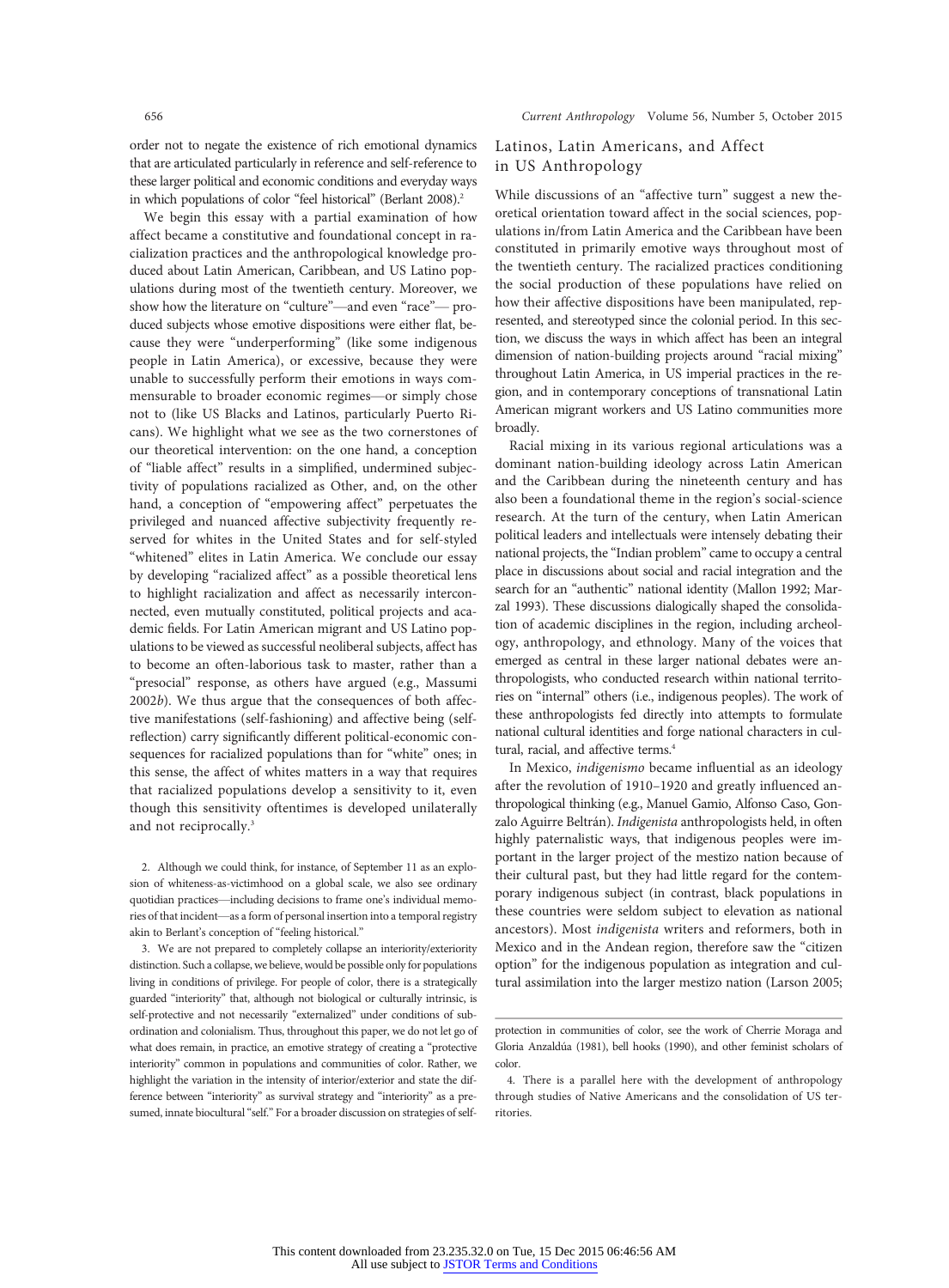order not to negate the existence of rich emotional dynamics that are articulated particularly in reference and self-reference to these larger political and economic conditions and everyday ways in which populations of color "feel historical" (Berlant 2008).[2]

We begin this essay with a partial examination of how affect became a constitutive and foundational concept in racialization practices and the anthropological knowledge produced about Latin American, Caribbean, and US Latino populations during most of the twentieth century. Moreover, we show how the literature on "culture"—and even "race"— produced subjects whose emotive dispositions were either flat, because they were "underperforming" (like some indigenous people in Latin America), or excessive, because they were unable to successfully perform their emotions in ways commensurable to broader economic regimes—or simply chose not to (like US Blacks and Latinos, particularly Puerto Ricans). We highlight what we see as the two cornerstones of our theoretical intervention: on the one hand, a conception of "liable affect" results in a simplified, undermined subjectivity of populations racialized as Other, and, on the other hand, a conception of "empowering affect" perpetuates the privileged and nuanced affective subjectivity frequently reserved for whites in the United States and for self-styled "whitened" elites in Latin America. We conclude our essay by developing "racialized affect" as a possible theoretical lens to highlight racialization and affect as necessarily interconnected, even mutually constituted, political projects and academic fields. For Latin American migrant and US Latino populations to be viewed as successful neoliberal subjects, affect has to become an often-laborious task to master, rather than a "presocial" response, as others have argued (e.g., Massumi 2002*b*). We thus argue that the consequences of both affective manifestations (self-fashioning) and affective being (self-reflection) carry significantly different political-economic consequences for racialized populations than for "white" ones; in this sense, the affect of whites matters in a way that requires that racialized populations develop a sensitivity to it, even though this sensitivity oftentimes is developed unilaterally and not reciprocally.[3]

## Latinos, Latin Americans, and Affect in US Anthropology

While discussions of an "affective turn" suggest a new theoretical orientation toward affect in the social sciences, populations in/from Latin America and the Caribbean have been constituted in primarily emotive ways throughout most of the twentieth century. The racialized practices conditioning the social production of these populations have relied on how their affective dispositions have been manipulated, represented, and stereotyped since the colonial period. In this section, we discuss the ways in which affect has been an integral dimension of nation-building projects around "racial mixing" throughout Latin America, in US imperial practices in the region, and in contemporary conceptions of transnational Latin American migrant workers and US Latino communities more broadly.

Racial mixing in its various regional articulations was a dominant nation-building ideology across Latin American and the Caribbean during the nineteenth century and has also been a foundational theme in the region's social-science research. At the turn of the century, when Latin American political leaders and intellectuals were intensely debating their national projects, the "Indian problem" came to occupy a central place in discussions about social and racial integration and the search for an "authentic" national identity (Mallon 1992; Marzal 1993). These discussions dialogically shaped the consolidation of academic disciplines in the region, including archeology, anthropology, and ethnology. Many of the voices that emerged as central in these larger national debates were anthropologists, who conducted research within national territories on "internal" others (i.e., indigenous peoples). The work of these anthropologists fed directly into attempts to formulate national cultural identities and forge national characters in cultural, racial, and affective terms.[4]

In Mexico, *indigenismo* became influential as an ideology after the revolution of 1910–1920 and greatly influenced anthropological thinking (e.g., Manuel Gamio, Alfonso Caso, Gonzalo Aguirre Beltrán). *Indigenista* anthropologists held, in often highly paternalistic ways, that indigenous peoples were important in the larger project of the mestizo nation because of their cultural past, but they had little regard for the contemporary indigenous subject (in contrast, black populations in these countries were seldom subject to elevation as national ancestors). Most *indigenista* writers and reformers, both in Mexico and in the Andean region, therefore saw the "citizen option" for the indigenous population as integration and cultural assimilation into the larger mestizo nation (Larson 2005;

---

2. Although we could think, for instance, of September 11 as an explosion of whiteness-as-victimhood on a global scale, we also see ordinary quotidian practices—including decisions to frame one's individual memories of that incident—as a form of personal insertion into a temporal registry akin to Berlant's conception of "feeling historical."

3. We are not prepared to completely collapse an interiority/exteriority distinction. Such a collapse, we believe, would be possible only for populations living in conditions of privilege. For people of color, there is a strategically guarded "interiority" that, although not biological or culturally intrinsic, is self-protective and not necessarily "externalized" under conditions of subordination and colonialism. Thus, throughout this paper, we do not let go of what does remain, in practice, an emotive strategy of creating a "protective interiority" common in populations and communities of color. Rather, we highlight the variation in the intensity of interior/exterior and state the difference between "interiority" as survival strategy and "interiority" as a presumed, innate biocultural "self." For a broader discussion on strategies of self-protection in communities of color, see the work of Cherrie Moraga and Gloria Anzaldúa (1981), bell hooks (1990), and other feminist scholars of color.

4. There is a parallel here with the development of anthropology through studies of Native Americans and the consolidation of US territories.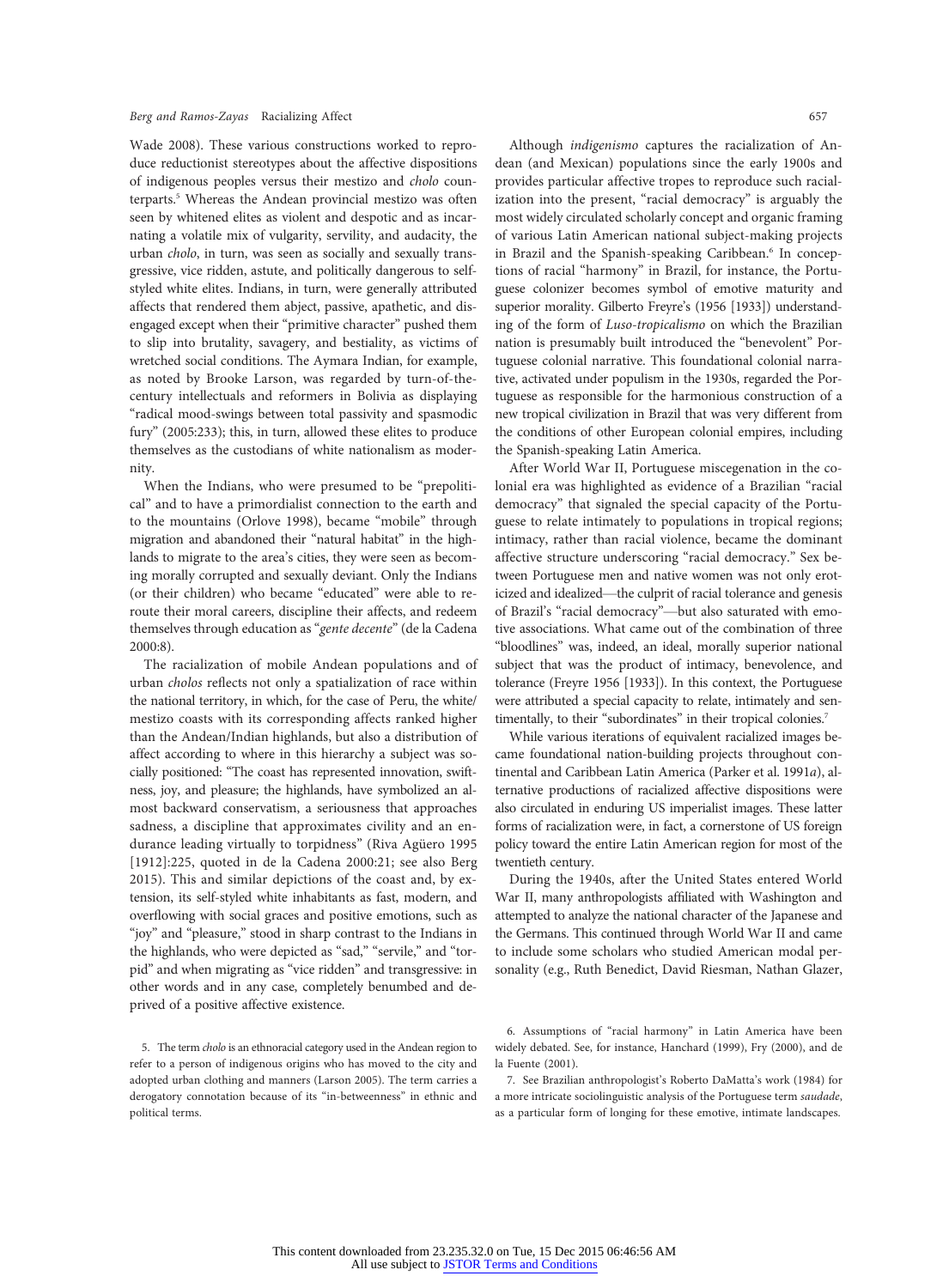Wade 2008). These various constructions worked to reproduce reductionist stereotypes about the affective dispositions of indigenous peoples versus their mestizo and *cholo* counterparts.[5] Whereas the Andean provincial mestizo was often seen by whitened elites as violent and despotic and as incarnating a volatile mix of vulgarity, servility, and audacity, the urban *cholo*, in turn, was seen as socially and sexually transgressive, vice ridden, astute, and politically dangerous to self-styled white elites. Indians, in turn, were generally attributed affects that rendered them abject, passive, apathetic, and disengaged except when their "primitive character" pushed them to slip into brutality, savagery, and bestiality, as victims of wretched social conditions. The Aymara Indian, for example, as noted by Brooke Larson, was regarded by turn-of-the-century intellectuals and reformers in Bolivia as displaying "radical mood-swings between total passivity and spasmodic fury" (2005:233); this, in turn, allowed these elites to produce themselves as the custodians of white nationalism as modernity.

When the Indians, who were presumed to be "prepolitical" and to have a primordialist connection to the earth and to the mountains (Orlove 1998), became "mobile" through migration and abandoned their "natural habitat" in the highlands to migrate to the area's cities, they were seen as becoming morally corrupted and sexually deviant. Only the Indians (or their children) who became "educated" were able to reroute their moral careers, discipline their affects, and redeem themselves through education as "*gente decente*" (de la Cadena 2000:8).

The racialization of mobile Andean populations and of urban *cholos* reflects not only a spatialization of race within the national territory, in which, for the case of Peru, the white/mestizo coasts with its corresponding affects ranked higher than the Andean/Indian highlands, but also a distribution of affect according to where in this hierarchy a subject was socially positioned: "The coast has represented innovation, swiftness, joy, and pleasure; the highlands, have symbolized an almost backward conservatism, a seriousness that approaches sadness, a discipline that approximates civility and an endurance leading virtually to torpidness" (Riva Agüero 1995 [1912]:225, quoted in de la Cadena 2000:21; see also Berg 2015). This and similar depictions of the coast and, by extension, its self-styled white inhabitants as fast, modern, and overflowing with social graces and positive emotions, such as "joy" and "pleasure," stood in sharp contrast to the Indians in the highlands, who were depicted as "sad," "servile," and "torpid" and when migrating as "vice ridden" and transgressive: in other words and in any case, completely benumbed and deprived of a positive affective existence.

Although *indigenismo* captures the racialization of Andean (and Mexican) populations since the early 1900s and provides particular affective tropes to reproduce such racialization into the present, "racial democracy" is arguably the most widely circulated scholarly concept and organic framing of various Latin American national subject-making projects in Brazil and the Spanish-speaking Caribbean.[6] In conceptions of racial "harmony" in Brazil, for instance, the Portuguese colonizer becomes symbol of emotive maturity and superior morality. Gilberto Freyre's (1956 [1933]) understanding of the form of *Luso-tropicalismo* on which the Brazilian nation is presumably built introduced the "benevolent" Portuguese colonial narrative. This foundational colonial narrative, activated under populism in the 1930s, regarded the Portuguese as responsible for the harmonious construction of a new tropical civilization in Brazil that was very different from the conditions of other European colonial empires, including the Spanish-speaking Latin America.

After World War II, Portuguese miscegenation in the colonial era was highlighted as evidence of a Brazilian "racial democracy" that signaled the special capacity of the Portuguese to relate intimately to populations in tropical regions; intimacy, rather than racial violence, became the dominant affective structure underscoring "racial democracy." Sex between Portuguese men and native women was not only eroticized and idealized—the culprit of racial tolerance and genesis of Brazil's "racial democracy"—but also saturated with emotive associations. What came out of the combination of three "bloodlines" was, indeed, an ideal, morally superior national subject that was the product of intimacy, benevolence, and tolerance (Freyre 1956 [1933]). In this context, the Portuguese were attributed a special capacity to relate, intimately and sentimentally, to their "subordinates" in their tropical colonies.[7]

While various iterations of equivalent racialized images became foundational nation-building projects throughout continental and Caribbean Latin America (Parker et al. 1991*a*), alternative productions of racialized affective dispositions were also circulated in enduring US imperialist images. These latter forms of racialization were, in fact, a cornerstone of US foreign policy toward the entire Latin American region for most of the twentieth century.

During the 1940s, after the United States entered World War II, many anthropologists affiliated with Washington and attempted to analyze the national character of the Japanese and the Germans. This continued through World War II and came to include some scholars who studied American modal personality (e.g., Ruth Benedict, David Riesman, Nathan Glazer,

5. The term *cholo* is an ethnoracial category used in the Andean region to refer to a person of indigenous origins who has moved to the city and adopted urban clothing and manners (Larson 2005). The term carries a derogatory connotation because of its "in-betweenness" in ethnic and political terms.

6. Assumptions of "racial harmony" in Latin America have been widely debated. See, for instance, Hanchard (1999), Fry (2000), and de la Fuente (2001).

7. See Brazilian anthropologist's Roberto DaMatta's work (1984) for a more intricate sociolinguistic analysis of the Portuguese term *saudade*, as a particular form of longing for these emotive, intimate landscapes.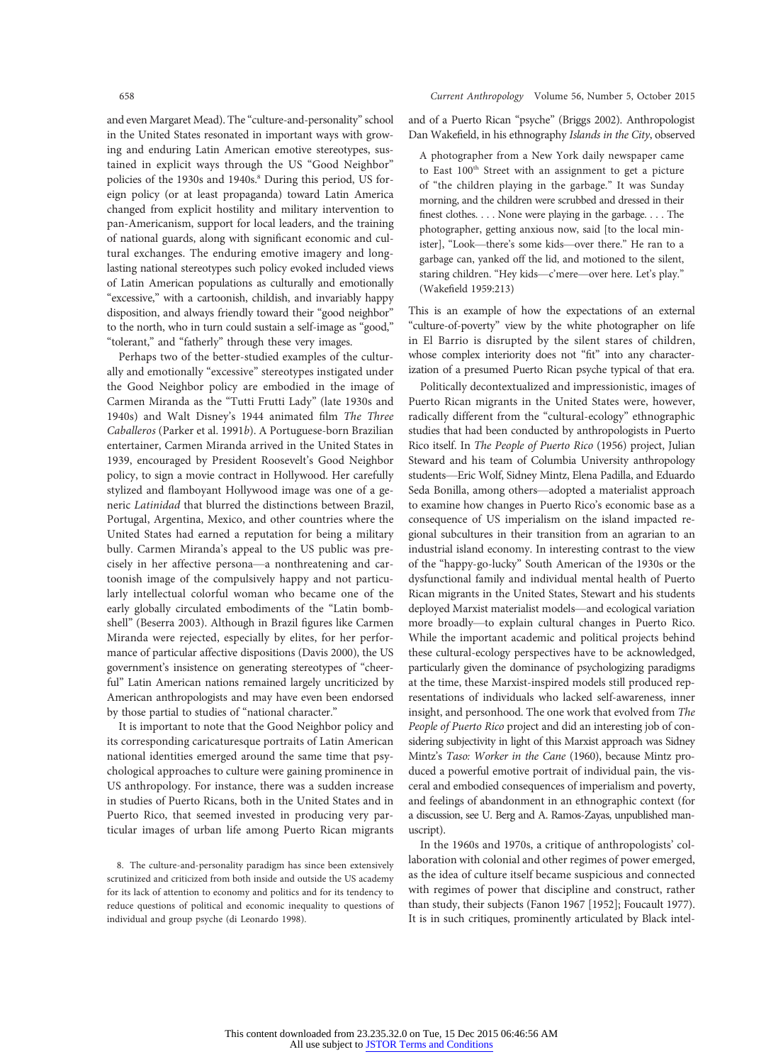and even Margaret Mead). The "culture-and-personality" school in the United States resonated in important ways with growing and enduring Latin American emotive stereotypes, sustained in explicit ways through the US "Good Neighbor" policies of the 1930s and 1940s.[8] During this period, US foreign policy (or at least propaganda) toward Latin America changed from explicit hostility and military intervention to pan-Americanism, support for local leaders, and the training of national guards, along with significant economic and cultural exchanges. The enduring emotive imagery and long-lasting national stereotypes such policy evoked included views of Latin American populations as culturally and emotionally "excessive," with a cartoonish, childish, and invariably happy disposition, and always friendly toward their "good neighbor" to the north, who in turn could sustain a self-image as "good," "tolerant," and "fatherly" through these very images.

Perhaps two of the better-studied examples of the culturally and emotionally "excessive" stereotypes instigated under the Good Neighbor policy are embodied in the image of Carmen Miranda as the "Tutti Frutti Lady" (late 1930s and 1940s) and Walt Disney's 1944 animated film *The Three Caballeros* (Parker et al. 1991*b*). A Portuguese-born Brazilian entertainer, Carmen Miranda arrived in the United States in 1939, encouraged by President Roosevelt's Good Neighbor policy, to sign a movie contract in Hollywood. Her carefully stylized and flamboyant Hollywood image was one of a generic *Latinidad* that blurred the distinctions between Brazil, Portugal, Argentina, Mexico, and other countries where the United States had earned a reputation for being a military bully. Carmen Miranda's appeal to the US public was precisely in her affective persona—a nonthreatening and cartoonish image of the compulsively happy and not particularly intellectual colorful woman who became one of the early globally circulated embodiments of the "Latin bombshell" (Beserra 2003). Although in Brazil figures like Carmen Miranda were rejected, especially by elites, for her performance of particular affective dispositions (Davis 2000), the US government's insistence on generating stereotypes of "cheerful" Latin American nations remained largely uncriticized by American anthropologists and may have even been endorsed by those partial to studies of "national character."

It is important to note that the Good Neighbor policy and its corresponding caricaturesque portraits of Latin American national identities emerged around the same time that psychological approaches to culture were gaining prominence in US anthropology. For instance, there was a sudden increase in studies of Puerto Ricans, both in the United States and in Puerto Rico, that seemed invested in producing very particular images of urban life among Puerto Rican migrants and of a Puerto Rican "psyche" (Briggs 2002). Anthropologist Dan Wakefield, in his ethnography *Islands in the City*, observed

> A photographer from a New York daily newspaper came to East 100th Street with an assignment to get a picture of "the children playing in the garbage." It was Sunday morning, and the children were scrubbed and dressed in their finest clothes. . . . None were playing in the garbage. . . . The photographer, getting anxious now, said [to the local minister], "Look—there's some kids—over there." He ran to a garbage can, yanked off the lid, and motioned to the silent, staring children. "Hey kids—c'mere—over here. Let's play." (Wakefield 1959:213)

This is an example of how the expectations of an external "culture-of-poverty" view by the white photographer on life in El Barrio is disrupted by the silent stares of children, whose complex interiority does not "fit" into any characterization of a presumed Puerto Rican psyche typical of that era.

Politically decontextualized and impressionistic, images of Puerto Rican migrants in the United States were, however, radically different from the "cultural-ecology" ethnographic studies that had been conducted by anthropologists in Puerto Rico itself. In *The People of Puerto Rico* (1956) project, Julian Steward and his team of Columbia University anthropology students—Eric Wolf, Sidney Mintz, Elena Padilla, and Eduardo Seda Bonilla, among others—adopted a materialist approach to examine how changes in Puerto Rico's economic base as a consequence of US imperialism on the island impacted regional subcultures in their transition from an agrarian to an industrial island economy. In interesting contrast to the view of the "happy-go-lucky" South American of the 1930s or the dysfunctional family and individual mental health of Puerto Rican migrants in the United States, Stewart and his students deployed Marxist materialist models—and ecological variation more broadly—to explain cultural changes in Puerto Rico. While the important academic and political projects behind these cultural-ecology perspectives have to be acknowledged, particularly given the dominance of psychologizing paradigms at the time, these Marxist-inspired models still produced representations of individuals who lacked self-awareness, inner insight, and personhood. The one work that evolved from *The People of Puerto Rico* project and did an interesting job of considering subjectivity in light of this Marxist approach was Sidney Mintz's *Taso: Worker in the Cane* (1960), because Mintz produced a powerful emotive portrait of individual pain, the visceral and embodied consequences of imperialism and poverty, and feelings of abandonment in an ethnographic context (for a discussion, see U. Berg and A. Ramos-Zayas, unpublished manuscript).

In the 1960s and 1970s, a critique of anthropologists' collaboration with colonial and other regimes of power emerged, as the idea of culture itself became suspicious and connected with regimes of power that discipline and construct, rather than study, their subjects (Fanon 1967 [1952]; Foucault 1977). It is in such critiques, prominently articulated by Black intel-

8. The culture-and-personality paradigm has since been extensively scrutinized and criticized from both inside and outside the US academy for its lack of attention to economy and politics and for its tendency to reduce questions of political and economic inequality to questions of individual and group psyche (di Leonardo 1998).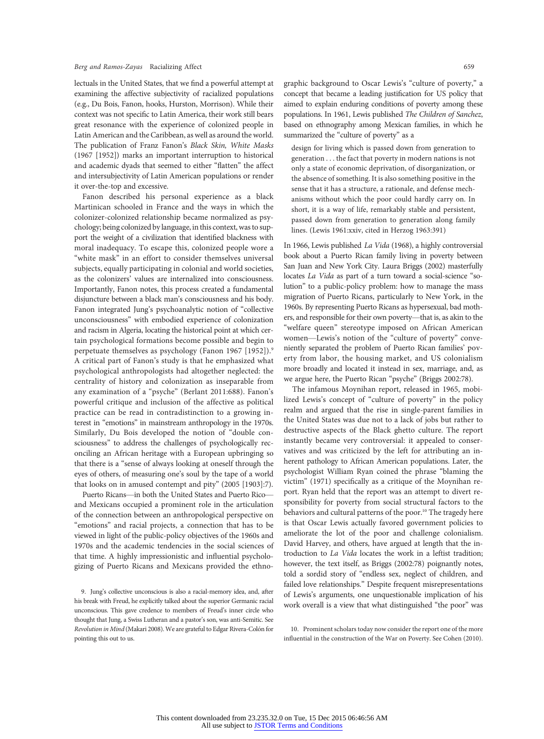lectuals in the United States, that we find a powerful attempt at examining the affective subjectivity of racialized populations (e.g., Du Bois, Fanon, hooks, Hurston, Morrison). While their context was not specific to Latin America, their work still bears great resonance with the experience of colonized people in Latin American and the Caribbean, as well as around the world. The publication of Franz Fanon's *Black Skin, White Masks* (1967 [1952]) marks an important interruption to historical and academic dyads that seemed to either "flatten" the affect and intersubjectivity of Latin American populations or render it over-the-top and excessive.

Fanon described his personal experience as a black Martinican schooled in France and the ways in which the colonizer-colonized relationship became normalized as psychology; being colonized by language, in this context, was to support the weight of a civilization that identified blackness with moral inadequacy. To escape this, colonized people wore a "white mask" in an effort to consider themselves universal subjects, equally participating in colonial and world societies, as the colonizers' values are internalized into consciousness. Importantly, Fanon notes, this process created a fundamental disjuncture between a black man's consciousness and his body. Fanon integrated Jung's psychoanalytic notion of "collective unconsciousness" with embodied experience of colonization and racism in Algeria, locating the historical point at which certain psychological formations become possible and begin to perpetuate themselves as psychology (Fanon 1967 [1952]).[9] A critical part of Fanon's study is that he emphasized what psychological anthropologists had altogether neglected: the centrality of history and colonization as inseparable from any examination of a "psyche" (Berlant 2011:688). Fanon's powerful critique and inclusion of the affective as political practice can be read in contradistinction to a growing interest in "emotions" in mainstream anthropology in the 1970s. Similarly, Du Bois developed the notion of "double consciousness" to address the challenges of psychologically reconciling an African heritage with a European upbringing so that there is a "sense of always looking at oneself through the eyes of others, of measuring one's soul by the tape of a world that looks on in amused contempt and pity" (2005 [1903]:7).

Puerto Ricans—in both the United States and Puerto Rico—and Mexicans occupied a prominent role in the articulation of the connection between an anthropological perspective on "emotions" and racial projects, a connection that has to be viewed in light of the public-policy objectives of the 1960s and 1970s and the academic tendencies in the social sciences of that time. A highly impressionistic and influential psychologizing of Puerto Ricans and Mexicans provided the ethnographic background to Oscar Lewis's "culture of poverty," a concept that became a leading justification for US policy that aimed to explain enduring conditions of poverty among these populations. In 1961, Lewis published *The Children of Sanchez*, based on ethnography among Mexican families, in which he summarized the "culture of poverty" as a

> design for living which is passed down from generation to generation . . . the fact that poverty in modern nations is not only a state of economic deprivation, of disorganization, or the absence of something. It is also something positive in the sense that it has a structure, a rationale, and defense mechanisms without which the poor could hardly carry on. In short, it is a way of life, remarkably stable and persistent, passed down from generation to generation along family lines. (Lewis 1961:xxiv, cited in Herzog 1963:391)

In 1966, Lewis published *La Vida* (1968), a highly controversial book about a Puerto Rican family living in poverty between San Juan and New York City. Laura Briggs (2002) masterfully locates *La Vida* as part of a turn toward a social-science "solution" to a public-policy problem: how to manage the mass migration of Puerto Ricans, particularly to New York, in the 1960s. By representing Puerto Ricans as hypersexual, bad mothers, and responsible for their own poverty—that is, as akin to the "welfare queen" stereotype imposed on African American women—Lewis's notion of the "culture of poverty" conveniently separated the problem of Puerto Rican families' poverty from labor, the housing market, and US colonialism more broadly and located it instead in sex, marriage, and, as we argue here, the Puerto Rican "psyche" (Briggs 2002:78).

The infamous Moynihan report, released in 1965, mobilized Lewis's concept of "culture of poverty" in the policy realm and argued that the rise in single-parent families in the United States was due not to a lack of jobs but rather to destructive aspects of the Black ghetto culture. The report instantly became very controversial: it appealed to conservatives and was criticized by the left for attributing an inherent pathology to African American populations. Later, the psychologist William Ryan coined the phrase "blaming the victim" (1971) specifically as a critique of the Moynihan report. Ryan held that the report was an attempt to divert responsibility for poverty from social structural factors to the behaviors and cultural patterns of the poor.[10] The tragedy here is that Oscar Lewis actually favored government policies to ameliorate the lot of the poor and challenge colonialism. David Harvey, and others, have argued at length that the introduction to *La Vida* locates the work in a leftist tradition; however, the text itself, as Briggs (2002:78) poignantly notes, told a sordid story of "endless sex, neglect of children, and failed love relationships." Despite frequent misrepresentations of Lewis's arguments, one unquestionable implication of his work overall is a view that what distinguished "the poor" was

9. Jung's collective unconscious is also a racial-memory idea, and, after his break with Freud, he explicitly talked about the superior Germanic racial unconscious. This gave credence to members of Freud's inner circle who thought that Jung, a Swiss Lutheran and a pastor's son, was anti-Semitic. See *Revolution in Mind* (Makari 2008). We are grateful to Edgar Rivera-Colón for pointing this out to us.

10. Prominent scholars today now consider the report one of the more influential in the construction of the War on Poverty. See Cohen (2010).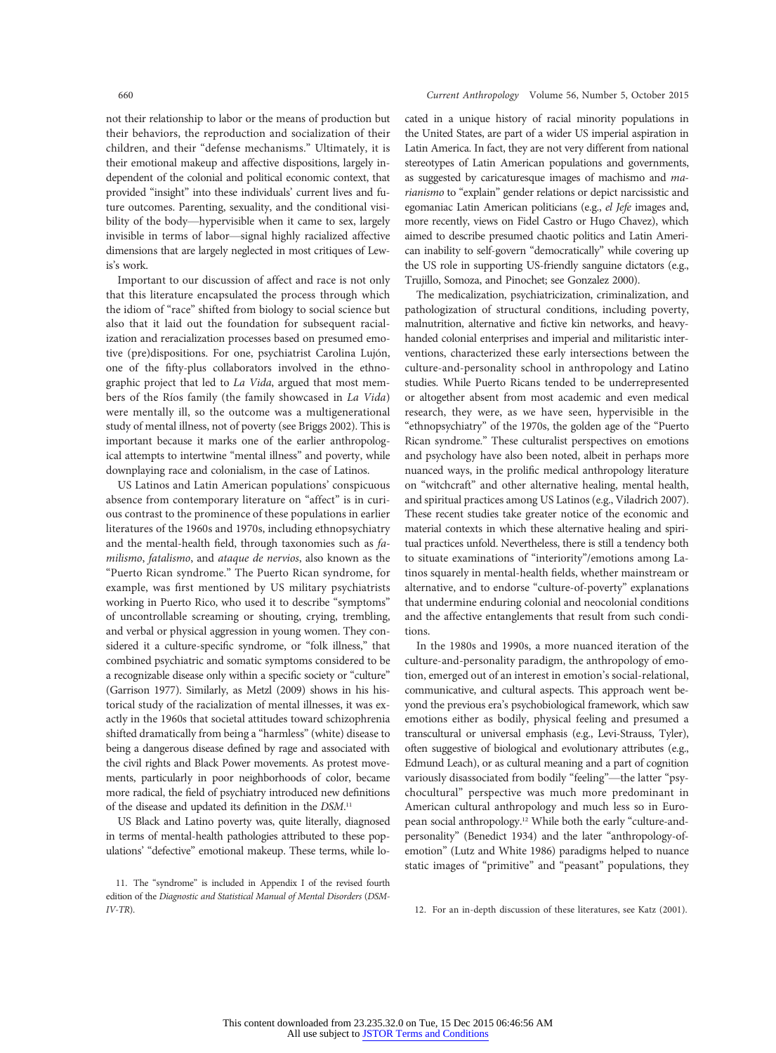not their relationship to labor or the means of production but their behaviors, the reproduction and socialization of their children, and their "defense mechanisms." Ultimately, it is their emotional makeup and affective dispositions, largely independent of the colonial and political economic context, that provided "insight" into these individuals' current lives and future outcomes. Parenting, sexuality, and the conditional visibility of the body—hypervisible when it came to sex, largely invisible in terms of labor—signal highly racialized affective dimensions that are largely neglected in most critiques of Lewis's work.

Important to our discussion of affect and race is not only that this literature encapsulated the process through which the idiom of "race" shifted from biology to social science but also that it laid out the foundation for subsequent racialization and reracialization processes based on presumed emotive (pre)dispositions. For one, psychiatrist Carolina Luján, one of the fifty-plus collaborators involved in the ethnographic project that led to *La Vida*, argued that most members of the Ríos family (the family showcased in *La Vida*) were mentally ill, so the outcome was a multigenerational study of mental illness, not of poverty (see Briggs 2002). This is important because it marks one of the earlier anthropological attempts to intertwine "mental illness" and poverty, while downplaying race and colonialism, in the case of Latinos.

US Latinos and Latin American populations' conspicuous absence from contemporary literature on "affect" is in curious contrast to the prominence of these populations in earlier literatures of the 1960s and 1970s, including ethnopsychiatry and the mental-health field, through taxonomies such as *familismo*, *fatalismo*, and *ataque de nervios*, also known as the "Puerto Rican syndrome." The Puerto Rican syndrome, for example, was first mentioned by US military psychiatrists working in Puerto Rico, who used it to describe "symptoms" of uncontrollable screaming or shouting, crying, trembling, and verbal or physical aggression in young women. They considered it a culture-specific syndrome, or "folk illness," that combined psychiatric and somatic symptoms considered to be a recognizable disease only within a specific society or "culture" (Garrison 1977). Similarly, as Metzl (2009) shows in his historical study of the racialization of mental illnesses, it was exactly in the 1960s that societal attitudes toward schizophrenia shifted dramatically from being a "harmless" (white) disease to being a dangerous disease defined by rage and associated with the civil rights and Black Power movements. As protest movements, particularly in poor neighborhoods of color, became more radical, the field of psychiatry introduced new definitions of the disease and updated its definition in the *DSM*.[11]

US Black and Latino poverty was, quite literally, diagnosed in terms of mental-health pathologies attributed to these populations' "defective" emotional makeup. These terms, while located in a unique history of racial minority populations in the United States, are part of a wider US imperial aspiration in Latin America. In fact, they are not very different from national stereotypes of Latin American populations and governments, as suggested by caricaturesque images of machismo and *marianismo* to "explain" gender relations or depict narcissistic and egomaniac Latin American politicians (e.g., *el Jefe* images and, more recently, views on Fidel Castro or Hugo Chavez), which aimed to describe presumed chaotic politics and Latin American inability to self-govern "democratically" while covering up the US role in supporting US-friendly sanguine dictators (e.g., Trujillo, Somoza, and Pinochet; see Gonzalez 2000).

The medicalization, psychiatricization, criminalization, and pathologization of structural conditions, including poverty, malnutrition, alternative and fictive kin networks, and heavy-handed colonial enterprises and imperial and militaristic interventions, characterized these early intersections between the culture-and-personality school in anthropology and Latino studies. While Puerto Ricans tended to be underrepresented or altogether absent from most academic and even medical research, they were, as we have seen, hypervisible in the "ethnopsychiatry" of the 1970s, the golden age of the "Puerto Rican syndrome." These culturalist perspectives on emotions and psychology have also been noted, albeit in perhaps more nuanced ways, in the prolific medical anthropology literature on "witchcraft" and other alternative healing, mental health, and spiritual practices among US Latinos (e.g., Viladrich 2007). These recent studies take greater notice of the economic and material contexts in which these alternative healing and spiritual practices unfold. Nevertheless, there is still a tendency both to situate examinations of "interiority"/emotions among Latinos squarely in mental-health fields, whether mainstream or alternative, and to endorse "culture-of-poverty" explanations that undermine enduring colonial and neocolonial conditions and the affective entanglements that result from such conditions.

In the 1980s and 1990s, a more nuanced iteration of the culture-and-personality paradigm, the anthropology of emotion, emerged out of an interest in emotion's social-relational, communicative, and cultural aspects. This approach went beyond the previous era's psychobiological framework, which saw emotions either as bodily, physical feeling and presumed a transcultural or universal emphasis (e.g., Levi-Strauss, Tyler), often suggestive of biological and evolutionary attributes (e.g., Edmund Leach), or as cultural meaning and a part of cognition variously disassociated from bodily "feeling"—the latter "psychocultural" perspective was much more predominant in American cultural anthropology and much less so in European social anthropology.[12] While both the early "culture-and-personality" (Benedict 1934) and the later "anthropology-of-emotion" (Lutz and White 1986) paradigms helped to nuance static images of "primitive" and "peasant" populations, they

11. The "syndrome" is included in Appendix I of the revised fourth edition of the *Diagnostic and Statistical Manual of Mental Disorders* (*DSM-IV-TR*).

12. For an in-depth discussion of these literatures, see Katz (2001).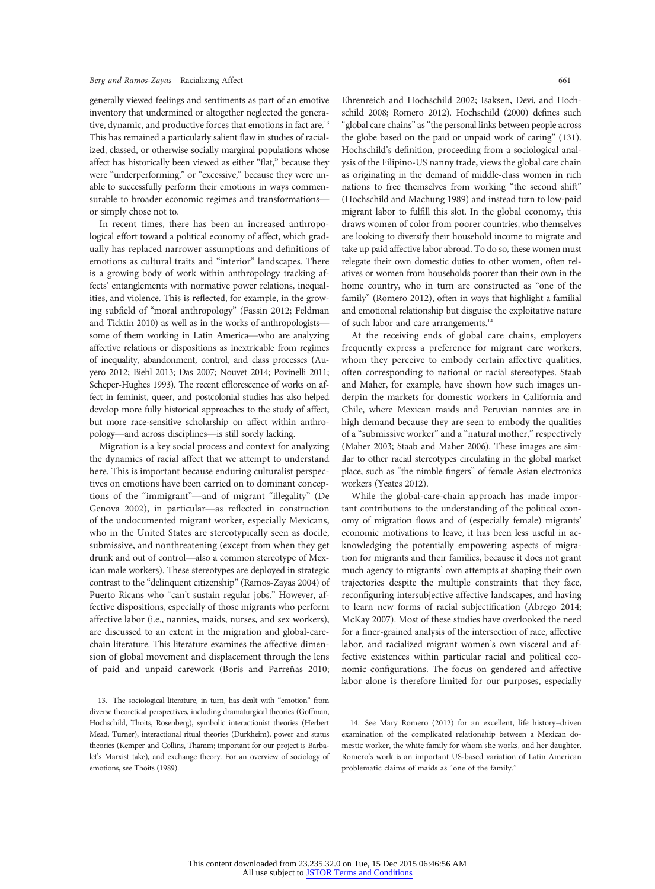generally viewed feelings and sentiments as part of an emotive inventory that undermined or altogether neglected the generative, dynamic, and productive forces that emotions in fact are.[13] This has remained a particularly salient flaw in studies of racialized, classed, or otherwise socially marginal populations whose affect has historically been viewed as either "flat," because they were "underperforming," or "excessive," because they were unable to successfully perform their emotions in ways commensurable to broader economic regimes and transformations—or simply chose not to.

In recent times, there has been an increased anthropological effort toward a political economy of affect, which gradually has replaced narrower assumptions and definitions of emotions as cultural traits and "interior" landscapes. There is a growing body of work within anthropology tracking affects' entanglements with normative power relations, inequalities, and violence. This is reflected, for example, in the growing subfield of "moral anthropology" (Fassin 2012; Feldman and Ticktin 2010) as well as in the works of anthropologists—some of them working in Latin America—who are analyzing affective relations or dispositions as inextricable from regimes of inequality, abandonment, control, and class processes (Auyero 2012; Biehl 2013; Das 2007; Nouvet 2014; Povinelli 2011; Scheper-Hughes 1993). The recent efflorescence of works on affect in feminist, queer, and postcolonial studies has also helped develop more fully historical approaches to the study of affect, but more race-sensitive scholarship on affect within anthropology—and across disciplines—is still sorely lacking.

Migration is a key social process and context for analyzing the dynamics of racial affect that we attempt to understand here. This is important because enduring culturalist perspectives on emotions have been carried on to dominant conceptions of the "immigrant"—and of migrant "illegality" (De Genova 2002), in particular—as reflected in construction of the undocumented migrant worker, especially Mexicans, who in the United States are stereotypically seen as docile, submissive, and nonthreatening (except from when they get drunk and out of control—also a common stereotype of Mexican male workers). These stereotypes are deployed in strategic contrast to the "delinquent citizenship" (Ramos-Zayas 2004) of Puerto Ricans who "can't sustain regular jobs." However, affective dispositions, especially of those migrants who perform affective labor (i.e., nannies, maids, nurses, and sex workers), are discussed to an extent in the migration and global-care-chain literature. This literature examines the affective dimension of global movement and displacement through the lens of paid and unpaid carework (Boris and Parreñas 2010; Ehrenreich and Hochschild 2002; Isaksen, Devi, and Hochschild 2008; Romero 2012). Hochschild (2000) defines such "global care chains" as "the personal links between people across the globe based on the paid or unpaid work of caring" (131). Hochschild's definition, proceeding from a sociological analysis of the Filipino-US nanny trade, views the global care chain as originating in the demand of middle-class women in rich nations to free themselves from working "the second shift" (Hochschild and Machung 1989) and instead turn to low-paid migrant labor to fulfill this slot. In the global economy, this draws women of color from poorer countries, who themselves are looking to diversify their household income to migrate and take up paid affective labor abroad. To do so, these women must relegate their own domestic duties to other women, often relatives or women from households poorer than their own in the home country, who in turn are constructed as "one of the family" (Romero 2012), often in ways that highlight a familial and emotional relationship but disguise the exploitative nature of such labor and care arrangements.[14]

At the receiving ends of global care chains, employers frequently express a preference for migrant care workers, whom they perceive to embody certain affective qualities, often corresponding to national or racial stereotypes. Staab and Maher, for example, have shown how such images underpin the markets for domestic workers in California and Chile, where Mexican maids and Peruvian nannies are in high demand because they are seen to embody the qualities of a "submissive worker" and a "natural mother," respectively (Maher 2003; Staab and Maher 2006). These images are similar to other racial stereotypes circulating in the global market place, such as "the nimble fingers" of female Asian electronics workers (Yeates 2012).

While the global-care-chain approach has made important contributions to the understanding of the political economy of migration flows and of (especially female) migrants' economic motivations to leave, it has been less useful in acknowledging the potentially empowering aspects of migration for migrants and their families, because it does not grant much agency to migrants' own attempts at shaping their own trajectories despite the multiple constraints that they face, reconfiguring intersubjective affective landscapes, and having to learn new forms of racial subjectification (Abrego 2014; McKay 2007). Most of these studies have overlooked the need for a finer-grained analysis of the intersection of race, affective labor, and racialized migrant women's own visceral and affective existences within particular racial and political economic configurations. The focus on gendered and affective labor alone is therefore limited for our purposes, especially

13. The sociological literature, in turn, has dealt with "emotion" from diverse theoretical perspectives, including dramaturgical theories (Goffman, Hochschild, Thoits, Rosenberg), symbolic interactionist theories (Herbert Mead, Turner), interactional ritual theories (Durkheim), power and status theories (Kemper and Collins, Thamm; important for our project is Barbalet's Marxist take), and exchange theory. For an overview of sociology of emotions, see Thoits (1989).

14. See Mary Romero (2012) for an excellent, life history–driven examination of the complicated relationship between a Mexican domestic worker, the white family for whom she works, and her daughter. Romero's work is an important US-based variation of Latin American problematic claims of maids as "one of the family."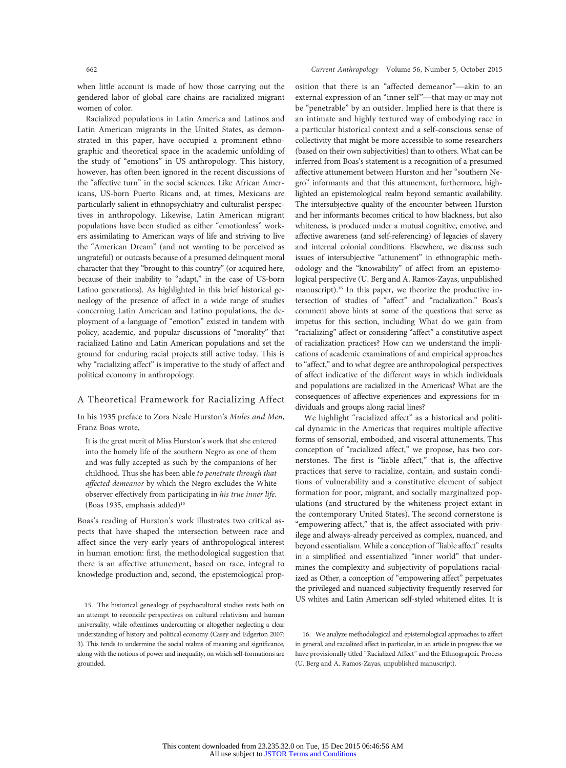when little account is made of how those carrying out the gendered labor of global care chains are racialized migrant women of color.

Racialized populations in Latin America and Latinos and Latin American migrants in the United States, as demonstrated in this paper, have occupied a prominent ethnographic and theoretical space in the academic unfolding of the study of "emotions" in US anthropology. This history, however, has often been ignored in the recent discussions of the "affective turn" in the social sciences. Like African Americans, US-born Puerto Ricans and, at times, Mexicans are particularly salient in ethnopsychiatry and culturalist perspectives in anthropology. Likewise, Latin American migrant populations have been studied as either "emotionless" workers assimilating to American ways of life and striving to live the "American Dream" (and not wanting to be perceived as ungrateful) or outcasts because of a presumed delinquent moral character that they "brought to this country" (or acquired here, because of their inability to "adapt," in the case of US-born Latino generations). As highlighted in this brief historical genealogy of the presence of affect in a wide range of studies concerning Latin American and Latino populations, the deployment of a language of "emotion" existed in tandem with policy, academic, and popular discussions of "morality" that racialized Latino and Latin American populations and set the ground for enduring racial projects still active today. This is why "racializing affect" is imperative to the study of affect and political economy in anthropology.

## A Theoretical Framework for Racializing Affect

In his 1935 preface to Zora Neale Hurston's *Mules and Men*, Franz Boas wrote,

> It is the great merit of Miss Hurston's work that she entered into the homely life of the southern Negro as one of them and was fully accepted as such by the companions of her childhood. Thus she has been able *to penetrate through that affected demeanor* by which the Negro excludes the White observer effectively from participating in *his true inner life*. (Boas 1935, emphasis added)[15]

Boas's reading of Hurston's work illustrates two critical aspects that have shaped the intersection between race and affect since the very early years of anthropological interest in human emotion: first, the methodological suggestion that there is an affective attunement, based on race, integral to knowledge production and, second, the epistemological proposition that there is an "affected demeanor"—akin to an external expression of an "inner self"—that may or may not be "penetrable" by an outsider. Implied here is that there is an intimate and highly textured way of embodying race in a particular historical context and a self-conscious sense of collectivity that might be more accessible to some researchers (based on their own subjectivities) than to others. What can be inferred from Boas's statement is a recognition of a presumed affective attunement between Hurston and her "southern Negro" informants and that this attunement, furthermore, highlighted an epistemological realm beyond semantic availability. The intersubjective quality of the encounter between Hurston and her informants becomes critical to how blackness, but also whiteness, is produced under a mutual cognitive, emotive, and affective awareness (and self-referencing) of legacies of slavery and internal colonial conditions. Elsewhere, we discuss such issues of intersubjective "attunement" in ethnographic methodology and the "knowability" of affect from an epistemological perspective (U. Berg and A. Ramos-Zayas, unpublished manuscript).[16] In this paper, we theorize the productive intersection of studies of "affect" and "racialization." Boas's comment above hints at some of the questions that serve as impetus for this section, including What do we gain from "racializing" affect or considering "affect" a constitutive aspect of racialization practices? How can we understand the implications of academic examinations of and empirical approaches to "affect," and to what degree are anthropological perspectives of affect indicative of the different ways in which individuals and populations are racialized in the Americas? What are the consequences of affective experiences and expressions for individuals and groups along racial lines?

We highlight "racialized affect" as a historical and political dynamic in the Americas that requires multiple affective forms of sensorial, embodied, and visceral attunements. This conception of "racialized affect," we propose, has two cornerstones. The first is "liable affect," that is, the affective practices that serve to racialize, contain, and sustain conditions of vulnerability and a constitutive element of subject formation for poor, migrant, and socially marginalized populations (and structured by the whiteness project extant in the contemporary United States). The second cornerstone is "empowering affect," that is, the affect associated with privilege and always-already perceived as complex, nuanced, and beyond essentialism. While a conception of "liable affect" results in a simplified and essentialized "inner world" that undermines the complexity and subjectivity of populations racialized as Other, a conception of "empowering affect" perpetuates the privileged and nuanced subjectivity frequently reserved for US whites and Latin American self-styled whitened elites. It is

15. The historical genealogy of psychocultural studies rests both on an attempt to reconcile perspectives on cultural relativism and human universality, while oftentimes undercutting or altogether neglecting a clear understanding of history and political economy (Casey and Edgerton 2007: 3). This tends to undermine the social realms of meaning and significance, along with the notions of power and inequality, on which self-formations are grounded.

16. We analyze methodological and epistemological approaches to affect in general, and racialized affect in particular, in an article in progress that we have provisionally titled "Racialized Affect" and the Ethnographic Process (U. Berg and A. Ramos-Zayas, unpublished manuscript).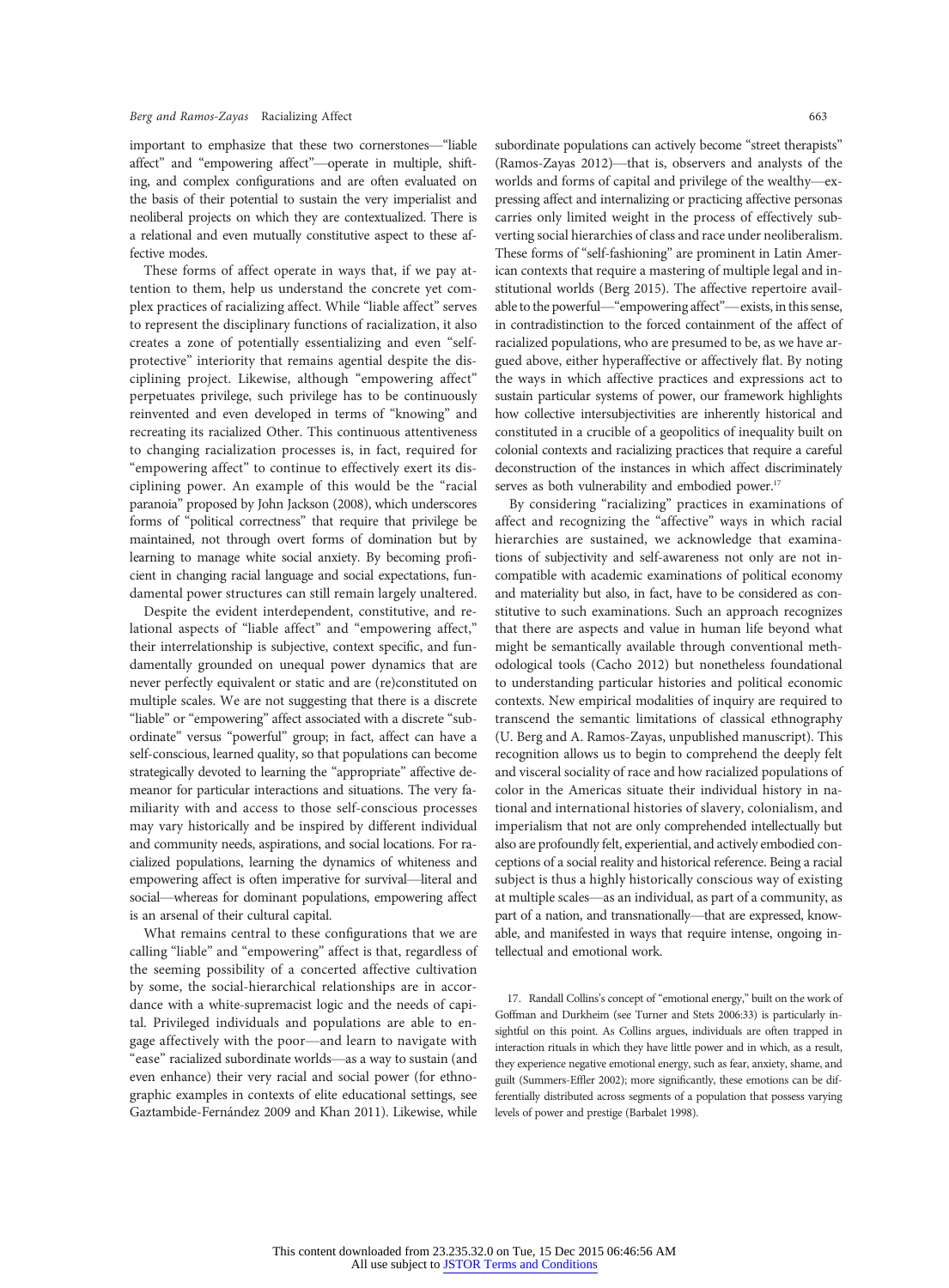important to emphasize that these two cornerstones—"liable affect" and "empowering affect"—operate in multiple, shifting, and complex configurations and are often evaluated on the basis of their potential to sustain the very imperialist and neoliberal projects on which they are contextualized. There is a relational and even mutually constitutive aspect to these affective modes.

These forms of affect operate in ways that, if we pay attention to them, help us understand the concrete yet complex practices of racializing affect. While "liable affect" serves to represent the disciplinary functions of racialization, it also creates a zone of potentially essentializing and even "self-protective" interiority that remains agential despite the disciplining project. Likewise, although "empowering affect" perpetuates privilege, such privilege has to be continuously reinvented and even developed in terms of "knowing" and recreating its racialized Other. This continuous attentiveness to changing racialization processes is, in fact, required for "empowering affect" to continue to effectively exert its disciplining power. An example of this would be the "racial paranoia" proposed by John Jackson (2008), which underscores forms of "political correctness" that require that privilege be maintained, not through overt forms of domination but by learning to manage white social anxiety. By becoming proficient in changing racial language and social expectations, fundamental power structures can still remain largely unaltered.

Despite the evident interdependent, constitutive, and relational aspects of "liable affect" and "empowering affect," their interrelationship is subjective, context specific, and fundamentally grounded on unequal power dynamics that are never perfectly equivalent or static and are (re)constituted on multiple scales. We are not suggesting that there is a discrete "liable" or "empowering" affect associated with a discrete "subordinate" versus "powerful" group; in fact, affect can have a self-conscious, learned quality, so that populations can become strategically devoted to learning the "appropriate" affective demeanor for particular interactions and situations. The very familiarity with and access to those self-conscious processes may vary historically and be inspired by different individual and community needs, aspirations, and social locations. For racialized populations, learning the dynamics of whiteness and empowering affect is often imperative for survival—literal and social—whereas for dominant populations, empowering affect is an arsenal of their cultural capital.

What remains central to these configurations that we are calling "liable" and "empowering" affect is that, regardless of the seeming possibility of a concerted affective cultivation by some, the social-hierarchical relationships are in accordance with a white-supremacist logic and the needs of capital. Privileged individuals and populations are able to engage affectively with the poor—and learn to navigate with "ease" racialized subordinate worlds—as a way to sustain (and even enhance) their very racial and social power (for ethnographic examples in contexts of elite educational settings, see Gaztambide-Fernández 2009 and Khan 2011). Likewise, while subordinate populations can actively become "street therapists" (Ramos-Zayas 2012)—that is, observers and analysts of the worlds and forms of capital and privilege of the wealthy—expressing affect and internalizing or practicing affective personas carries only limited weight in the process of effectively subverting social hierarchies of class and race under neoliberalism. These forms of "self-fashioning" are prominent in Latin American contexts that require a mastering of multiple legal and institutional worlds (Berg 2015). The affective repertoire available to the powerful—"empowering affect"—exists, in this sense, in contradistinction to the forced containment of the affect of racialized populations, who are presumed to be, as we have argued above, either hyperaffective or affectively flat. By noting the ways in which affective practices and expressions act to sustain particular systems of power, our framework highlights how collective intersubjectivities are inherently historical and constituted in a crucible of a geopolitics of inequality built on colonial contexts and racializing practices that require a careful deconstruction of the instances in which affect discriminately serves as both vulnerability and embodied power.[17]

By considering "racializing" practices in examinations of affect and recognizing the "affective" ways in which racial hierarchies are sustained, we acknowledge that examinations of subjectivity and self-awareness not only are not incompatible with academic examinations of political economy and materiality but also, in fact, have to be considered as constitutive to such examinations. Such an approach recognizes that there are aspects and value in human life beyond what might be semantically available through conventional methodological tools (Cacho 2012) but nonetheless foundational to understanding particular histories and political economic contexts. New empirical modalities of inquiry are required to transcend the semantic limitations of classical ethnography (U. Berg and A. Ramos-Zayas, unpublished manuscript). This recognition allows us to begin to comprehend the deeply felt and visceral sociality of race and how racialized populations of color in the Americas situate their individual history in national and international histories of slavery, colonialism, and imperialism that not only are comprehended intellectually but also are profoundly felt, experiential, and actively embodied conceptions of a social reality and historical reference. Being a racial subject is thus a highly historically conscious way of existing at multiple scales—as an individual, as part of a community, as part of a nation, and transnationally—that are expressed, knowable, and manifested in ways that require intense, ongoing intellectual and emotional work.

17. Randall Collins's concept of "emotional energy," built on the work of Goffman and Durkheim (see Turner and Stets 2006:33) is particularly insightful on this point. As Collins argues, individuals are often trapped in interaction rituals in which they have little power and in which, as a result, they experience negative emotional energy, such as fear, anxiety, shame, and guilt (Summers-Effler 2002); more significantly, these emotions can be differentially distributed across segments of a population that possess varying levels of power and prestige (Barbalet 1998).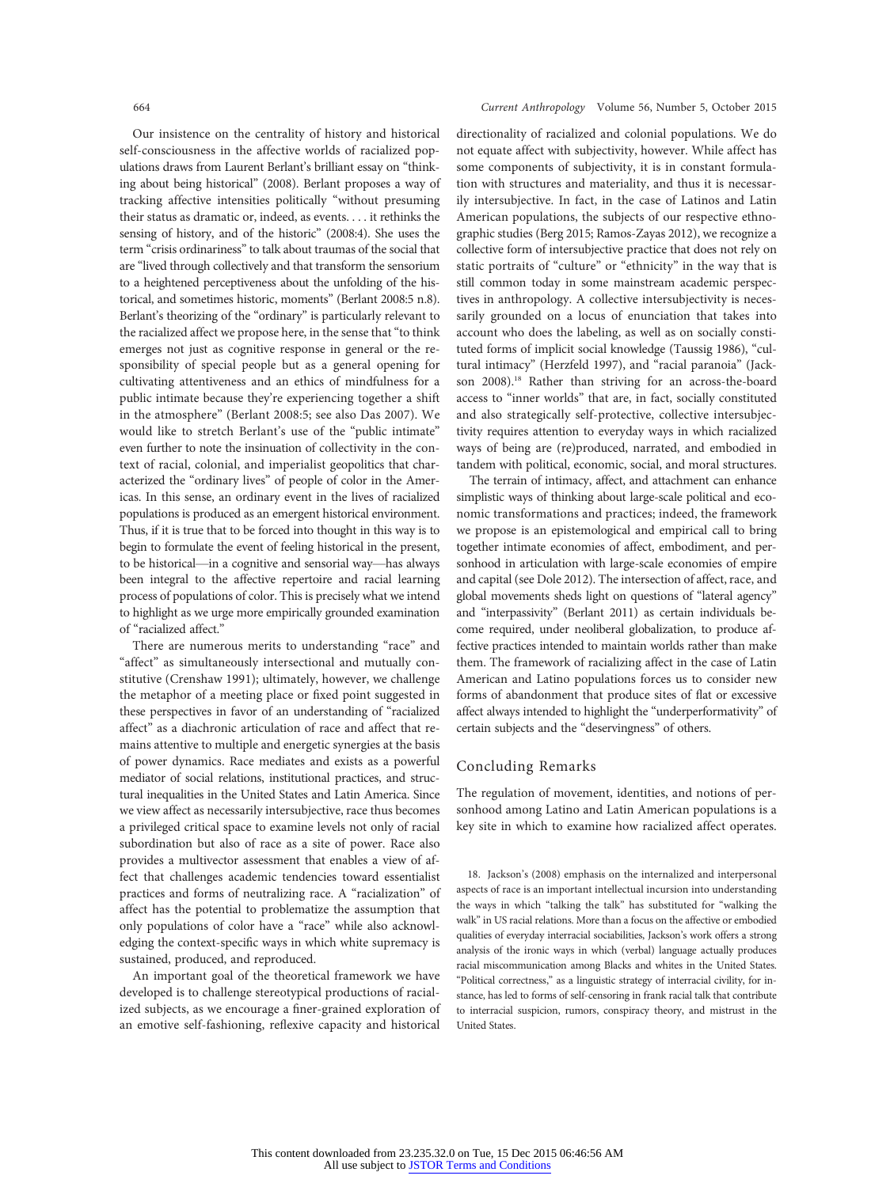Our insistence on the centrality of history and historical self-consciousness in the affective worlds of racialized populations draws from Laurent Berlant's brilliant essay on "thinking about being historical" (2008). Berlant proposes a way of tracking affective intensities politically "without presuming their status as dramatic or, indeed, as events. . . . it rethinks the sensing of history, and of the historic" (2008:4). She uses the term "crisis ordinariness" to talk about traumas of the social that are "lived through collectively and that transform the sensorium to a heightened perceptiveness about the unfolding of the historical, and sometimes historic, moments" (Berlant 2008:5 n.8). Berlant's theorizing of the "ordinary" is particularly relevant to the racialized affect we propose here, in the sense that "to think emerges not just as cognitive response in general or the responsibility of special people but as a general opening for cultivating attentiveness and an ethics of mindfulness for a public intimate because they're experiencing together a shift in the atmosphere" (Berlant 2008:5; see also Das 2007). We would like to stretch Berlant's use of the "public intimate" even further to note the insinuation of collectivity in the context of racial, colonial, and imperialist geopolitics that characterized the "ordinary lives" of people of color in the Americas. In this sense, an ordinary event in the lives of racialized populations is produced as an emergent historical environment. Thus, if it is true that to be forced into thought in this way is to begin to formulate the event of feeling historical in the present, to be historical—in a cognitive and sensorial way—has always been integral to the affective repertoire and racial learning process of populations of color. This is precisely what we intend to highlight as we urge more empirically grounded examination of "racialized affect."

There are numerous merits to understanding "race" and "affect" as simultaneously intersectional and mutually constitutive (Crenshaw 1991); ultimately, however, we challenge the metaphor of a meeting place or fixed point suggested in these perspectives in favor of an understanding of "racialized affect" as a diachronic articulation of race and affect that remains attentive to multiple and energetic synergies at the basis of power dynamics. Race mediates and exists as a powerful mediator of social relations, institutional practices, and structural inequalities in the United States and Latin America. Since we view affect as necessarily intersubjective, race thus becomes a privileged critical space to examine levels not only of racial subordination but also of race as a site of power. Race also provides a multivector assessment that enables a view of affect that challenges academic tendencies toward essentialist practices and forms of neutralizing race. A "racialization" of affect has the potential to problematize the assumption that only populations of color have a "race" while also acknowledging the context-specific ways in which white supremacy is sustained, produced, and reproduced.

An important goal of the theoretical framework we have developed is to challenge stereotypical productions of racialized subjects, as we encourage a finer-grained exploration of an emotive self-fashioning, reflexive capacity and historical directionality of racialized and colonial populations. We do not equate affect with subjectivity, however. While affect has some components of subjectivity, it is in constant formulation with structures and materiality, and thus it is necessarily intersubjective. In fact, in the case of Latinos and Latin American populations, the subjects of our respective ethnographic studies (Berg 2015; Ramos-Zayas 2012), we recognize a collective form of intersubjective practice that does not rely on static portraits of "culture" or "ethnicity" in the way that is still common today in some mainstream academic perspectives in anthropology. A collective intersubjectivity is necessarily grounded on a locus of enunciation that takes into account who does the labeling, as well as on socially constituted forms of implicit social knowledge (Taussig 1986), "cultural intimacy" (Herzfeld 1997), and "racial paranoia" (Jackson 2008).[18] Rather than striving for an across-the-board access to "inner worlds" that are, in fact, socially constituted and also strategically self-protective, collective intersubjectivity requires attention to everyday ways in which racialized ways of being are (re)produced, narrated, and embodied in tandem with political, economic, social, and moral structures.

The terrain of intimacy, affect, and attachment can enhance simplistic ways of thinking about large-scale political and economic transformations and practices; indeed, the framework we propose is an epistemological and empirical call to bring together intimate economies of affect, embodiment, and personhood in articulation with large-scale economies of empire and capital (see Dole 2012). The intersection of affect, race, and global movements sheds light on questions of "lateral agency" and "interpassivity" (Berlant 2011) as certain individuals become required, under neoliberal globalization, to produce affective practices intended to maintain worlds rather than make them. The framework of racializing affect in the case of Latin American and Latino populations forces us to consider new forms of abandonment that produce sites of flat or excessive affect always intended to highlight the "underperformativity" of certain subjects and the "deservingness" of others.

## Concluding Remarks

The regulation of movement, identities, and notions of personhood among Latino and Latin American populations is a key site in which to examine how racialized affect operates.

18. Jackson's (2008) emphasis on the internalized and interpersonal aspects of race is an important intellectual incursion into understanding the ways in which "talking the talk" has substituted for "walking the walk" in US racial relations. More than a focus on the affective or embodied qualities of everyday interracial sociabilities, Jackson's work offers a strong analysis of the ironic ways in which (verbal) language actually produces racial miscommunication among Blacks and whites in the United States. "Political correctness," as a linguistic strategy of interracial civility, for instance, has led to forms of self-censoring in frank racial talk that contribute to interracial suspicion, rumors, conspiracy theory, and mistrust in the United States.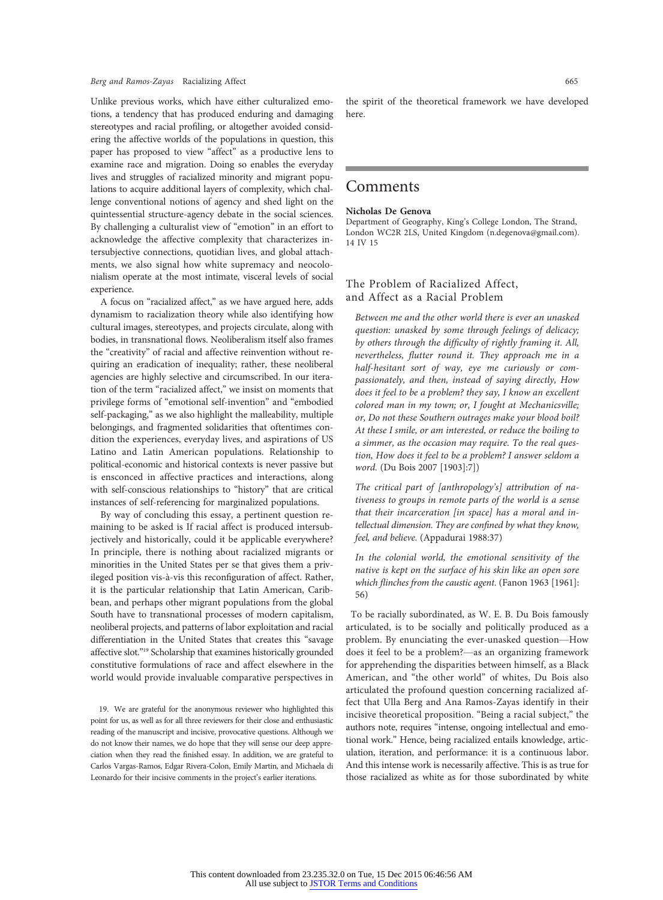Unlike previous works, which have either culturalized emotions, a tendency that has produced enduring and damaging stereotypes and racial profiling, or altogether avoided considering the affective worlds of the populations in question, this paper has proposed to view "affect" as a productive lens to examine race and migration. Doing so enables the everyday lives and struggles of racialized minority and migrant populations to acquire additional layers of complexity, which challenge conventional notions of agency and shed light on the quintessential structure-agency debate in the social sciences. By challenging a culturalist view of "emotion" in an effort to acknowledge the affective complexity that characterizes intersubjective connections, quotidian lives, and global attachments, we also signal how white supremacy and neocolonialism operate at the most intimate, visceral levels of social experience.

A focus on "racialized affect," as we have argued here, adds dynamism to racialization theory while also identifying how cultural images, stereotypes, and projects circulate, along with bodies, in transnational flows. Neoliberalism itself also frames the "creativity" of racial and affective reinvention without requiring an eradication of inequality; rather, these neoliberal agencies are highly selective and circumscribed. In our iteration of the term "racialized affect," we insist on moments that privilege forms of "emotional self-invention" and "embodied self-packaging," as we also highlight the malleability, multiple belongings, and fragmented solidarities that oftentimes condition the experiences, everyday lives, and aspirations of US Latino and Latin American populations. Relationship to political-economic and historical contexts is never passive but is ensconced in affective practices and interactions, along with self-conscious relationships to "history" that are critical instances of self-referencing for marginalized populations.

By way of concluding this essay, a pertinent question remaining to be asked is If racial affect is produced intersubjectively and historically, could it be applicable everywhere? In principle, there is nothing about racialized migrants or minorities in the United States per se that gives them a privileged position vis-à-vis this reconfiguration of affect. Rather, it is the particular relationship that Latin American, Caribbean, and perhaps other migrant populations from the global South have to transnational processes of modern capitalism, neoliberal projects, and patterns of labor exploitation and racial differentiation in the United States that creates this "savage affective slot."[19] Scholarship that examines historically grounded constitutive formulations of race and affect elsewhere in the world would provide invaluable comparative perspectives in the spirit of the theoretical framework we have developed here.

19. We are grateful for the anonymous reviewer who highlighted this point for us, as well as for all three reviewers for their close and enthusiastic reading of the manuscript and incisive, provocative questions. Although we do not know their names, we do hope that they will sense our deep appreciation when they read the finished essay. In addition, we are grateful to Carlos Vargas-Ramos, Edgar Rivera-Colon, Emily Martin, and Michaela di Leonardo for their incisive comments in the project's earlier iterations.

# Comments

**Nicholas De Genova**
Department of Geography, King's College London, The Strand, London WC2R 2LS, United Kingdom (n.degenova@gmail.com). 14 IV 15

## The Problem of Racialized Affect, and Affect as a Racial Problem

*Between me and the other world there is ever an unasked question: unasked by some through feelings of delicacy; by others through the difficulty of rightly framing it. All, nevertheless, flutter round it. They approach me in a half-hesitant sort of way, eye me curiously or compassionately, and then, instead of saying directly, How does it feel to be a problem? they say, I know an excellent colored man in my town; or, I fought at Mechanicsville; or, Do not these Southern outrages make your blood boil? At these I smile, or am interested, or reduce the boiling to a simmer, as the occasion may require. To the real question, How does it feel to be a problem? I answer seldom a word.* (Du Bois 2007 [1903]:7])

*The critical part of [anthropology's] attribution of nativeness to groups in remote parts of the world is a sense that their incarceration [in space] has a moral and intellectual dimension. They are confined by what they know, feel, and believe.* (Appadurai 1988:37)

*In the colonial world, the emotional sensitivity of the native is kept on the surface of his skin like an open sore which flinches from the caustic agent.* (Fanon 1963 [1961]: 56)

To be racially subordinated, as W. E. B. Du Bois famously articulated, is to be socially and politically produced as a problem. By enunciating the ever-unasked question—How does it feel to be a problem?—as an organizing framework for apprehending the disparities between himself, as a Black American, and "the other world" of whites, Du Bois also articulated the profound question concerning racialized affect that Ulla Berg and Ana Ramos-Zayas identify in their incisive theoretical proposition. "Being a racial subject," the authors note, requires "intense, ongoing intellectual and emotional work." Hence, being racialized entails knowledge, articulation, iteration, and performance: it is a continuous labor. And this intense work is necessarily affective. This is as true for those racialized as white as for those subordinated by white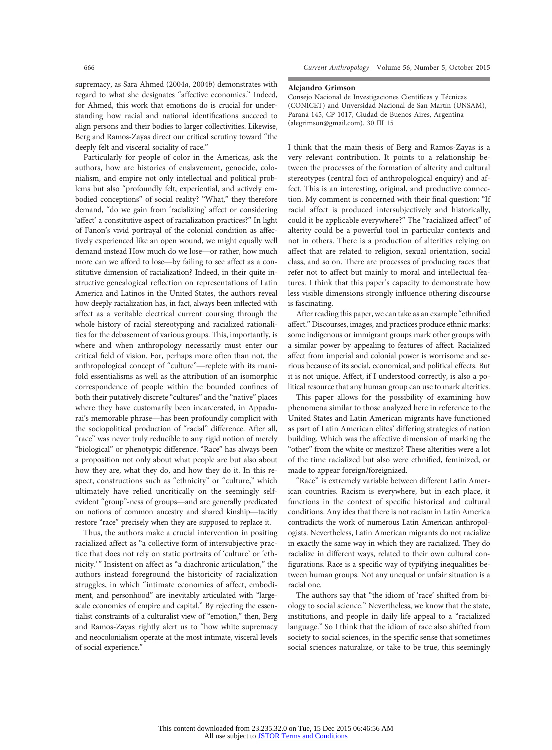supremacy, as Sara Ahmed (2004*a*, 2004*b*) demonstrates with regard to what she designates "affective economies." Indeed, for Ahmed, this work that emotions do is crucial for understanding how racial and national identifications succeed to align persons and their bodies to larger collectivities. Likewise, Berg and Ramos-Zayas direct our critical scrutiny toward "the deeply felt and visceral sociality of race."

Particularly for people of color in the Americas, ask the authors, how are histories of enslavement, genocide, colonialism, and empire not only intellectual and political problems but also "profoundly felt, experiential, and actively embodied conceptions" of social reality? "What," they therefore demand, "do we gain from 'racializing' affect or considering 'affect' a constitutive aspect of racialization practices?" In light of Fanon's vivid portrayal of the colonial condition as affectively experienced like an open wound, we might equally well demand instead How much do we lose—or rather, how much more can we afford to lose—by failing to see affect as a constitutive dimension of racialization? Indeed, in their quite instructive genealogical reflection on representations of Latin America and Latinos in the United States, the authors reveal how deeply racialization has, in fact, always been inflected with affect as a veritable electrical current coursing through the whole history of racial stereotyping and racialized rationalities for the debasement of various groups. This, importantly, is where and when anthropology necessarily must enter our critical field of vision. For, perhaps more often than not, the anthropological concept of "culture"—replete with its manifold essentialisms as well as the attribution of an isomorphic correspondence of people within the bounded confines of both their putatively discrete "cultures" and the "native" places where they have customarily been incarcerated, in Appadurai's memorable phrase—has been profoundly complicit with the sociopolitical production of "racial" difference. After all, "race" was never truly reducible to any rigid notion of merely "biological" or phenotypic difference. "Race" has always been a proposition not only about what people are but also about how they are, what they do, and how they do it. In this respect, constructions such as "ethnicity" or "culture," which ultimately have relied uncritically on the seemingly self-evident "group"-ness of groups—and are generally predicated on notions of common ancestry and shared kinship—tacitly restore "race" precisely when they are supposed to replace it.

Thus, the authors make a crucial intervention in positing racialized affect as "a collective form of intersubjective practice that does not rely on static portraits of 'culture' or 'ethnicity.'" Insistent on affect as "a diachronic articulation," the authors instead foreground the historicity of racialization struggles, in which "intimate economies of affect, embodiment, and personhood" are inevitably articulated with "large-scale economies of empire and capital." By rejecting the essentialist constraints of a culturalist view of "emotion," then, Berg and Ramos-Zayas rightly alert us to "how white supremacy and neocolonialism operate at the most intimate, visceral levels of social experience."

**Alejandro Grimson**
Consejo Nacional de Investigaciones Científicas y Técnicas (CONICET) and Unversidad Nacional de San Martín (UNSAM), Paraná 145, CP 1017, Ciudad de Buenos Aires, Argentina (alegrimson@gmail.com). 30 III 15

I think that the main thesis of Berg and Ramos-Zayas is a very relevant contribution. It points to a relationship between the processes of the formation of alterity and cultural stereotypes (central foci of anthropological enquiry) and affect. This is an interesting, original, and productive connection. My comment is concerned with their final question: "If racial affect is produced intersubjectively and historically, could it be applicable everywhere?" The "racialized affect" of alterity could be a powerful tool in particular contexts and not in others. There is a production of alterities relying on affect that are related to religion, sexual orientation, social class, and so on. There are processes of producing races that refer not to affect but mainly to moral and intellectual features. I think that this paper's capacity to demonstrate how less visible dimensions strongly influence othering discourse is fascinating.

After reading this paper, we can take as an example "ethnified affect." Discourses, images, and practices produce ethnic marks: some indigenous or immigrant groups mark other groups with a similar power by appealing to features of affect. Racialized affect from imperial and colonial power is worrisome and serious because of its social, economical, and political effects. But it is not unique. Affect, if I understood correctly, is also a political resource that any human group can use to mark alterities.

This paper allows for the possibility of examining how phenomena similar to those analyzed here in reference to the United States and Latin American migrants have functioned as part of Latin American elites' differing strategies of nation building. Which was the affective dimension of marking the "other" from the white or mestizo? These alterities were a lot of the time racialized but also were ethnified, feminized, or made to appear foreign/foreignized.

"Race" is extremely variable between different Latin American countries. Racism is everywhere, but in each place, it functions in the context of specific historical and cultural conditions. Any idea that there is not racism in Latin America contradicts the work of numerous Latin American anthropologists. Nevertheless, Latin American migrants do not racialize in exactly the same way in which they are racialized. They do racialize in different ways, related to their own cultural configurations. Race is a specific way of typifying inequalities between human groups. Not any unequal or unfair situation is a racial one.

The authors say that "the idiom of 'race' shifted from biology to social science." Nevertheless, we know that the state, institutions, and people in daily life appeal to a "racialized language." So I think that the idiom of race also shifted from society to social sciences, in the specific sense that sometimes social sciences naturalize, or take to be true, this seemingly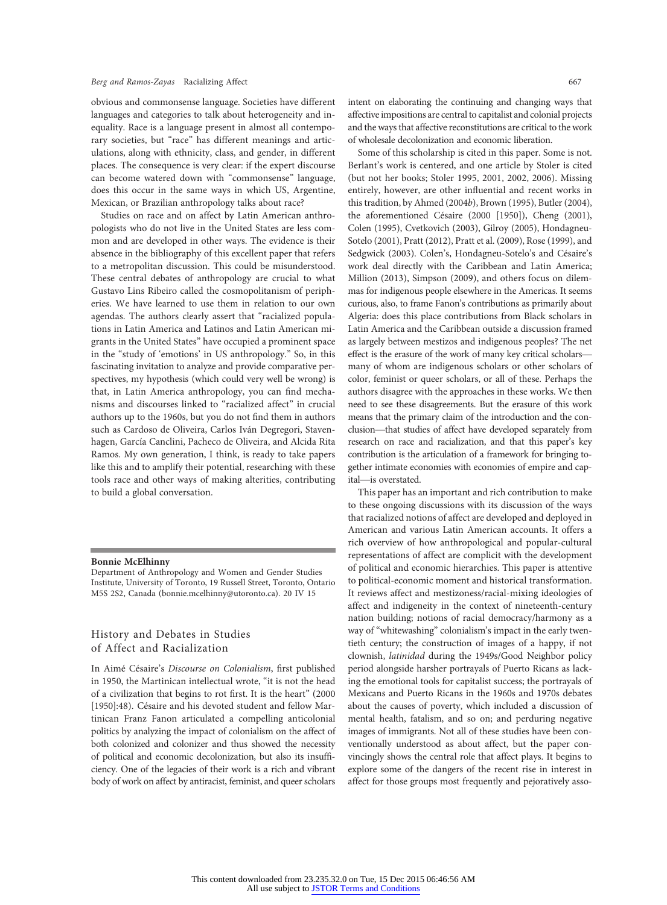obvious and commonsense language. Societies have different languages and categories to talk about heterogeneity and inequality. Race is a language present in almost all contemporary societies, but "race" has different meanings and articulations, along with ethnicity, class, and gender, in different places. The consequence is very clear: if the expert discourse can become watered down with "commonsense" language, does this occur in the same ways in which US, Argentine, Mexican, or Brazilian anthropology talks about race?

Studies on race and on affect by Latin American anthropologists who do not live in the United States are less common and are developed in other ways. The evidence is their absence in the bibliography of this excellent paper that refers to a metropolitan discussion. This could be misunderstood. These central debates of anthropology are crucial to what Gustavo Lins Ribeiro called the cosmopolitanism of peripheries. We have learned to use them in relation to our own agendas. The authors clearly assert that "racialized populations in Latin America and Latinos and Latin American migrants in the United States" have occupied a prominent space in the "study of 'emotions' in US anthropology." So, in this fascinating invitation to analyze and provide comparative perspectives, my hypothesis (which could very well be wrong) is that, in Latin America anthropology, you can find mechanisms and discourses linked to "racialized affect" in crucial authors up to the 1960s, but you do not find them in authors such as Cardoso de Oliveira, Carlos Iván Degregori, Stavenhagen, García Canclini, Pacheco de Oliveira, and Alcida Rita Ramos. My own generation, I think, is ready to take papers like this and to amplify their potential, researching with these tools race and other ways of making alterities, contributing to build a global conversation.

**Bonnie McElhinny**
Department of Anthropology and Women and Gender Studies Institute, University of Toronto, 19 Russell Street, Toronto, Ontario M5S 2S2, Canada (bonnie.mcelhinny@utoronto.ca). 20 IV 15

## History and Debates in Studies of Affect and Racialization

In Aimé Césaire's *Discourse on Colonialism*, first published in 1950, the Martinican intellectual wrote, "it is not the head of a civilization that begins to rot first. It is the heart" (2000 [1950]:48). Césaire and his devoted student and fellow Martinican Franz Fanon articulated a compelling anticolonial politics by analyzing the impact of colonialism on the affect of both colonized and colonizer and thus showed the necessity of political and economic decolonization, but also its insufficiency. One of the legacies of their work is a rich and vibrant body of work on affect by antiracist, feminist, and queer scholars intent on elaborating the continuing and changing ways that affective impositions are central to capitalist and colonial projects and the ways that affective reconstitutions are critical to the work of wholesale decolonization and economic liberation.

Some of this scholarship is cited in this paper. Some is not. Berlant's work is centered, and one article by Stoler is cited (but not her books; Stoler 1995, 2001, 2002, 2006). Missing entirely, however, are other influential and recent works in this tradition, by Ahmed (2004*b*), Brown (1995), Butler (2004), the aforementioned Césaire (2000 [1950]), Cheng (2001), Colen (1995), Cvetkovich (2003), Gilroy (2005), Hondagneu-Sotelo (2001), Pratt (2012), Pratt et al. (2009), Rose (1999), and Sedgwick (2003). Colen's, Hondagneu-Sotelo's and Césaire's work deal directly with the Caribbean and Latin America; Million (2013), Simpson (2009), and others focus on dilemmas for indigenous people elsewhere in the Americas. It seems curious, also, to frame Fanon's contributions as primarily about Algeria: does this place contributions from Black scholars in Latin America and the Caribbean outside a discussion framed as largely between mestizos and indigenous peoples? The net effect is the erasure of the work of many key critical scholars—many of whom are indigenous scholars or other scholars of color, feminist or queer scholars, or all of these. Perhaps the authors disagree with the approaches in these works. We then need to see these disagreements. But the erasure of this work means that the primary claim of the introduction and the conclusion—that studies of affect have developed separately from research on race and racialization, and that this paper's key contribution is the articulation of a framework for bringing together intimate economies with economies of empire and capital—is overstated.

This paper has an important and rich contribution to make to these ongoing discussions with its discussion of the ways that racialized notions of affect are developed and deployed in American and various Latin American accounts. It offers a rich overview of how anthropological and popular-cultural representations of affect are complicit with the development of political and economic hierarchies. This paper is attentive to political-economic moment and historical transformation. It reviews affect and mestizoness/racial-mixing ideologies of affect and indigeneity in the context of nineteenth-century nation building; notions of racial democracy/harmony as a way of "whitewashing" colonialism's impact in the early twentieth century; the construction of images of a happy, if not clownish, *latinidad* during the 1949s/Good Neighbor policy period alongside harsher portrayals of Puerto Ricans as lacking the emotional tools for capitalist success; the portrayals of Mexicans and Puerto Ricans in the 1960s and 1970s debates about the causes of poverty, which included a discussion of mental health, fatalism, and so on; and perduring negative images of immigrants. Not all of these studies have been conventionally understood as about affect, but the paper convincingly shows the central role that affect plays. It begins to explore some of the dangers of the recent rise in interest in affect for those groups most frequently and pejoratively asso-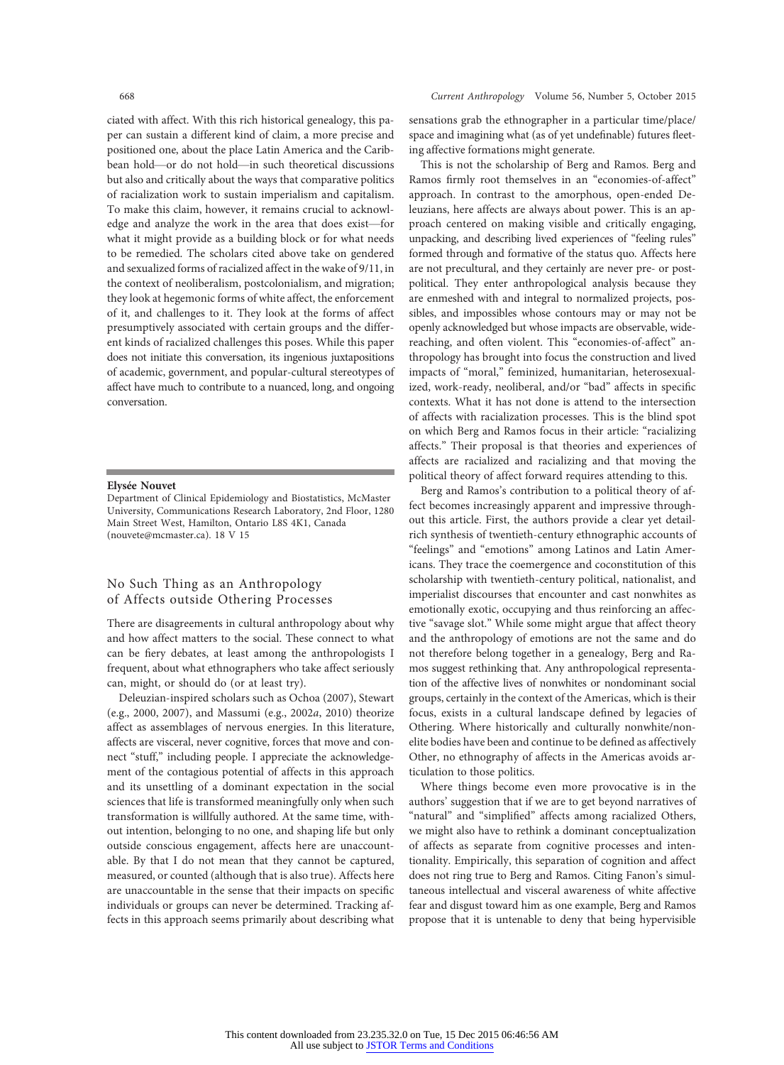ciated with affect. With this rich historical genealogy, this paper can sustain a different kind of claim, a more precise and positioned one, about the place Latin America and the Caribbean hold—or do not hold—in such theoretical discussions but also and critically about the ways that comparative politics of racialization work to sustain imperialism and capitalism. To make this claim, however, it remains crucial to acknowledge and analyze the work in the area that does exist—for what it might provide as a building block or for what needs to be remedied. The scholars cited above take on gendered and sexualized forms of racialized affect in the wake of 9/11, in the context of neoliberalism, postcolonialism, and migration; they look at hegemonic forms of white affect, the enforcement of it, and challenges to it. They look at the forms of affect presumptively associated with certain groups and the different kinds of racialized challenges this poses. While this paper does not initiate this conversation, its ingenious juxtapositions of academic, government, and popular-cultural stereotypes of affect have much to contribute to a nuanced, long, and ongoing conversation.

**Elysée Nouvet**

Department of Clinical Epidemiology and Biostatistics, McMaster University, Communications Research Laboratory, 2nd Floor, 1280 Main Street West, Hamilton, Ontario L8S 4K1, Canada (nouvete@mcmaster.ca). 18 V 15

## No Such Thing as an Anthropology of Affects outside Othering Processes

There are disagreements in cultural anthropology about why and how affect matters to the social. These connect to what can be fiery debates, at least among the anthropologists I frequent, about what ethnographers who take affect seriously can, might, or should do (or at least try).

Deleuzian-inspired scholars such as Ochoa (2007), Stewart (e.g., 2000, 2007), and Massumi (e.g., 2002*a*, 2010) theorize affect as assemblages of nervous energies. In this literature, affects are visceral, never cognitive, forces that move and connect "stuff," including people. I appreciate the acknowledgement of the contagious potential of affects in this approach and its unsettling of a dominant expectation in the social sciences that life is transformed meaningfully only when such transformation is willfully authored. At the same time, without intention, belonging to no one, and shaping life but only outside conscious engagement, affects here are unaccountable. By that I do not mean that they cannot be captured, measured, or counted (although that is also true). Affects here are unaccountable in the sense that their impacts on specific individuals or groups can never be determined. Tracking affects in this approach seems primarily about describing what sensations grab the ethnographer in a particular time/place/space and imagining what (as of yet undefinable) futures fleeting affective formations might generate.

This is not the scholarship of Berg and Ramos. Berg and Ramos firmly root themselves in an "economies-of-affect" approach. In contrast to the amorphous, open-ended Deleuzians, here affects are always about power. This is an approach centered on making visible and critically engaging, unpacking, and describing lived experiences of "feeling rules" formed through and formative of the status quo. Affects here are not precultural, and they certainly are never pre- or postpolitical. They enter anthropological analysis because they are enmeshed with and integral to normalized projects, possibles, and impossibles whose contours may or may not be openly acknowledged but whose impacts are observable, widereaching, and often violent. This "economies-of-affect" anthropology has brought into focus the construction and lived impacts of "moral," feminized, humanitarian, heterosexualized, work-ready, neoliberal, and/or "bad" affects in specific contexts. What it has not done is attend to the intersection of affects with racialization processes. This is the blind spot on which Berg and Ramos focus in their article: "racializing affects." Their proposal is that theories and experiences of affects are racialized and racializing and that moving the political theory of affect forward requires attending to this.

Berg and Ramos's contribution to a political theory of affect becomes increasingly apparent and impressive throughout this article. First, the authors provide a clear yet detail-rich synthesis of twentieth-century ethnographic accounts of "feelings" and "emotions" among Latinos and Latin Americans. They trace the coemergence and coconstitution of this scholarship with twentieth-century political, nationalist, and imperialist discourses that encounter and cast nonwhites as emotionally exotic, occupying and thus reinforcing an affective "savage slot." While some might argue that affect theory and the anthropology of emotions are not the same and do not therefore belong together in a genealogy, Berg and Ramos suggest rethinking that. Any anthropological representation of the affective lives of nonwhites or nondominant social groups, certainly in the context of the Americas, which is their focus, exists in a cultural landscape defined by legacies of Othering. Where historically and culturally nonwhite/nonelite bodies have been and continue to be defined as affectively Other, no ethnography of affects in the Americas avoids articulation to those politics.

Where things become even more provocative is in the authors' suggestion that if we are to get beyond narratives of "natural" and "simplified" affects among racialized Others, we might also have to rethink a dominant conceptualization of affects as separate from cognitive processes and intentionality. Empirically, this separation of cognition and affect does not ring true to Berg and Ramos. Citing Fanon's simultaneous intellectual and visceral awareness of white affective fear and disgust toward him as one example, Berg and Ramos propose that it is untenable to deny that being hypervisible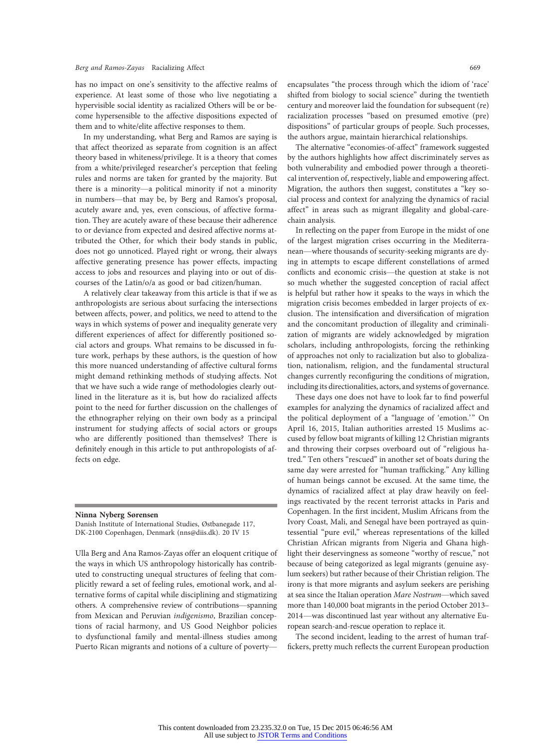has no impact on one's sensitivity to the affective realms of experience. At least some of those who live negotiating a hypervisible social identity as racialized Others will be or become hypersensible to the affective dispositions expected of them and to white/elite affective responses to them.

In my understanding, what Berg and Ramos are saying is that affect theorized as separate from cognition is an affect theory based in whiteness/privilege. It is a theory that comes from a white/privileged researcher's perception that feeling rules and norms are taken for granted by the majority. But there is a minority—a political minority if not a minority in numbers—that may be, by Berg and Ramos's proposal, acutely aware and, yes, even conscious, of affective formation. They are acutely aware of these because their adherence to or deviance from expected and desired affective norms attributed the Other, for which their body stands in public, does not go unnoticed. Played right or wrong, their always affective generating presence has power effects, impacting access to jobs and resources and playing into or out of discourses of the Latin/o/a as good or bad citizen/human.

A relatively clear takeaway from this article is that if we as anthropologists are serious about surfacing the intersections between affects, power, and politics, we need to attend to the ways in which systems of power and inequality generate very different experiences of affect for differently positioned social actors and groups. What remains to be discussed in future work, perhaps by these authors, is the question of how this more nuanced understanding of affective cultural forms might demand rethinking methods of studying affects. Not that we have such a wide range of methodologies clearly outlined in the literature as it is, but how do racialized affects point to the need for further discussion on the challenges of the ethnographer relying on their own body as a principal instrument for studying affects of social actors or groups who are differently positioned than themselves? There is definitely enough in this article to put anthropologists of affects on edge.

**Ninna Nyberg Sørensen**
Danish Institute of International Studies, Østbanegade 117, DK-2100 Copenhagen, Denmark (nns@diis.dk). 20 IV 15

Ulla Berg and Ana Ramos-Zayas offer an eloquent critique of the ways in which US anthropology historically has contributed to constructing unequal structures of feeling that complicitly reward a set of feeling rules, emotional work, and alternative forms of capital while disciplining and stigmatizing others. A comprehensive review of contributions—spanning from Mexican and Peruvian *indigenismo*, Brazilian conceptions of racial harmony, and US Good Neighbor policies to dysfunctional family and mental-illness studies among Puerto Rican migrants and notions of a culture of poverty—encapsulates "the process through which the idiom of 'race' shifted from biology to social science" during the twentieth century and moreover laid the foundation for subsequent (re) racialization processes "based on presumed emotive (pre) dispositions" of particular groups of people. Such processes, the authors argue, maintain hierarchical relationships.

The alternative "economies-of-affect" framework suggested by the authors highlights how affect discriminately serves as both vulnerability and embodied power through a theoretical intervention of, respectively, liable and empowering affect. Migration, the authors then suggest, constitutes a "key social process and context for analyzing the dynamics of racial affect" in areas such as migrant illegality and global-care-chain analysis.

In reflecting on the paper from Europe in the midst of one of the largest migration crises occurring in the Mediterranean—where thousands of security-seeking migrants are dying in attempts to escape different constellations of armed conflicts and economic crisis—the question at stake is not so much whether the suggested conception of racial affect is helpful but rather how it speaks to the ways in which the migration crisis becomes embedded in larger projects of exclusion. The intensification and diversification of migration and the concomitant production of illegality and criminalization of migrants are widely acknowledged by migration scholars, including anthropologists, forcing the rethinking of approaches not only to racialization but also to globalization, nationalism, religion, and the fundamental structural changes currently reconfiguring the conditions of migration, including its directionalities, actors, and systems of governance.

These days one does not have to look far to find powerful examples for analyzing the dynamics of racialized affect and the political deployment of a "language of 'emotion.'" On April 16, 2015, Italian authorities arrested 15 Muslims accused by fellow boat migrants of killing 12 Christian migrants and throwing their corpses overboard out of "religious hatred." Ten others "rescued" in another set of boats during the same day were arrested for "human trafficking." Any killing of human beings cannot be excused. At the same time, the dynamics of racialized affect at play draw heavily on feelings reactivated by the recent terrorist attacks in Paris and Copenhagen. In the first incident, Muslim Africans from the Ivory Coast, Mali, and Senegal have been portrayed as quintessential "pure evil," whereas representations of the killed Christian African migrants from Nigeria and Ghana highlight their deservingness as someone "worthy of rescue," not because of being categorized as legal migrants (genuine asylum seekers) but rather because of their Christian religion. The irony is that more migrants and asylum seekers are perishing at sea since the Italian operation *Mare Nostrum*—which saved more than 140,000 boat migrants in the period October 2013–2014—was discontinued last year without any alternative European search-and-rescue operation to replace it.

The second incident, leading to the arrest of human traffickers, pretty much reflects the current European production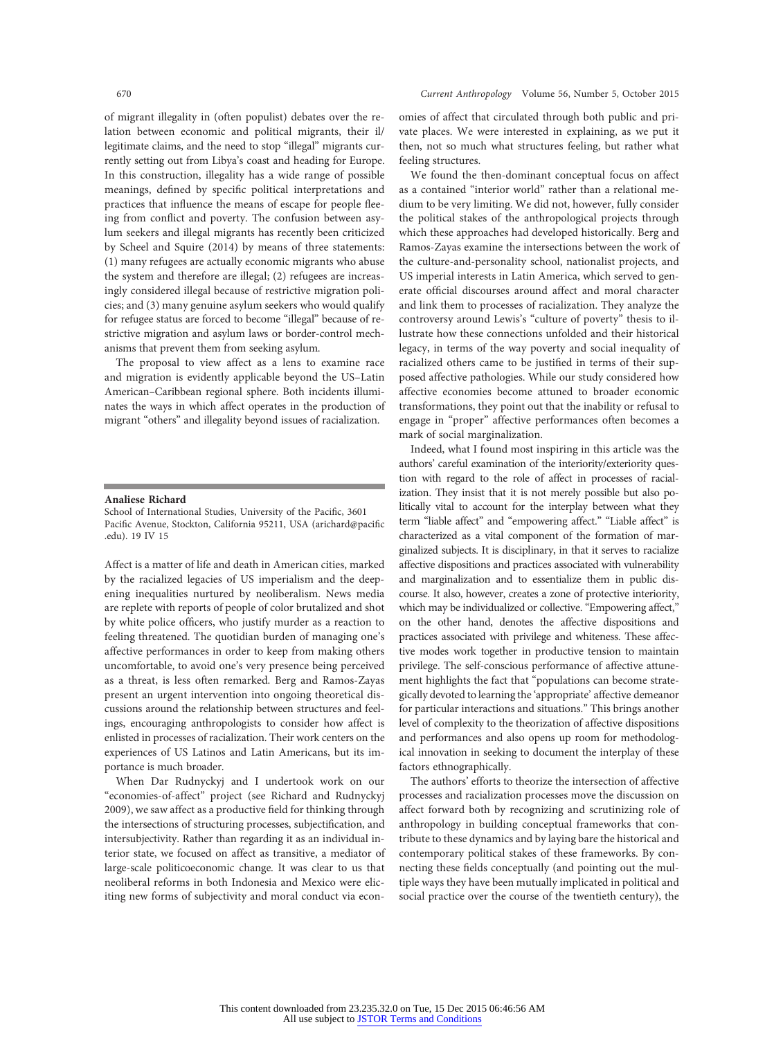of migrant illegality in (often populist) debates over the relation between economic and political migrants, their il/legitimate claims, and the need to stop "illegal" migrants currently setting out from Libya's coast and heading for Europe. In this construction, illegality has a wide range of possible meanings, defined by specific political interpretations and practices that influence the means of escape for people fleeing from conflict and poverty. The confusion between asylum seekers and illegal migrants has recently been criticized by Scheel and Squire (2014) by means of three statements: (1) many refugees are actually economic migrants who abuse the system and therefore are illegal; (2) refugees are increasingly considered illegal because of restrictive migration policies; and (3) many genuine asylum seekers who would qualify for refugee status are forced to become "illegal" because of restrictive migration and asylum laws or border-control mechanisms that prevent them from seeking asylum.

The proposal to view affect as a lens to examine race and migration is evidently applicable beyond the US–Latin American–Caribbean regional sphere. Both incidents illuminates the ways in which affect operates in the production of migrant "others" and illegality beyond issues of racialization.

**Analiese Richard**

School of International Studies, University of the Pacific, 3601 Pacific Avenue, Stockton, California 95211, USA (arichard@pacific.edu). 19 IV 15

Affect is a matter of life and death in American cities, marked by the racialized legacies of US imperialism and the deepening inequalities nurtured by neoliberalism. News media are replete with reports of people of color brutalized and shot by white police officers, who justify murder as a reaction to feeling threatened. The quotidian burden of managing one's affective performances in order to keep from making others uncomfortable, to avoid one's very presence being perceived as a threat, is less often remarked. Berg and Ramos-Zayas present an urgent intervention into ongoing theoretical discussions around the relationship between structures and feelings, encouraging anthropologists to consider how affect is enlisted in processes of racialization. Their work centers on the experiences of US Latinos and Latin Americans, but its importance is much broader.

When Dar Rudnyckyj and I undertook work on our "economies-of-affect" project (see Richard and Rudnyckyj 2009), we saw affect as a productive field for thinking through the intersections of structuring processes, subjectification, and intersubjectivity. Rather than regarding it as an individual interior state, we focused on affect as transitive, a mediator of large-scale politicoeconomic change. It was clear to us that neoliberal reforms in both Indonesia and Mexico were eliciting new forms of subjectivity and moral conduct via economies of affect that circulated through both public and private places. We were interested in explaining, as we put it then, not so much what structures feeling, but rather what feeling structures.

We found the then-dominant conceptual focus on affect as a contained "interior world" rather than a relational medium to be very limiting. We did not, however, fully consider the political stakes of the anthropological projects through which these approaches had developed historically. Berg and Ramos-Zayas examine the intersections between the work of the culture-and-personality school, nationalist projects, and US imperial interests in Latin America, which served to generate official discourses around affect and moral character and link them to processes of racialization. They analyze the controversy around Lewis's "culture of poverty" thesis to illustrate how these connections unfolded and their historical legacy, in terms of the way poverty and social inequality of racialized others came to be justified in terms of their supposed affective pathologies. While our study considered how affective economies become attuned to broader economic transformations, they point out that the inability or refusal to engage in "proper" affective performances often becomes a mark of social marginalization.

Indeed, what I found most inspiring in this article was the authors' careful examination of the interiority/exteriority question with regard to the role of affect in processes of racialization. They insist that it is not merely possible but also politically vital to account for the interplay between what they term "liable affect" and "empowering affect." "Liable affect" is characterized as a vital component of the formation of marginalized subjects. It is disciplinary, in that it serves to racialize affective dispositions and practices associated with vulnerability and marginalization and to essentialize them in public discourse. It also, however, creates a zone of protective interiority, which may be individualized or collective. "Empowering affect," on the other hand, denotes the affective dispositions and practices associated with privilege and whiteness. These affective modes work together in productive tension to maintain privilege. The self-conscious performance of affective attunement highlights the fact that "populations can become strategically devoted to learning the 'appropriate' affective demeanor for particular interactions and situations." This brings another level of complexity to the theorization of affective dispositions and performances and also opens up room for methodological innovation in seeking to document the interplay of these factors ethnographically.

The authors' efforts to theorize the intersection of affective processes and racialization processes move the discussion on affect forward both by recognizing and scrutinizing role of anthropology in building conceptual frameworks that contribute to these dynamics and by laying bare the historical and contemporary political stakes of these frameworks. By connecting these fields conceptually (and pointing out the multiple ways they have been mutually implicated in political and social practice over the course of the twentieth century), the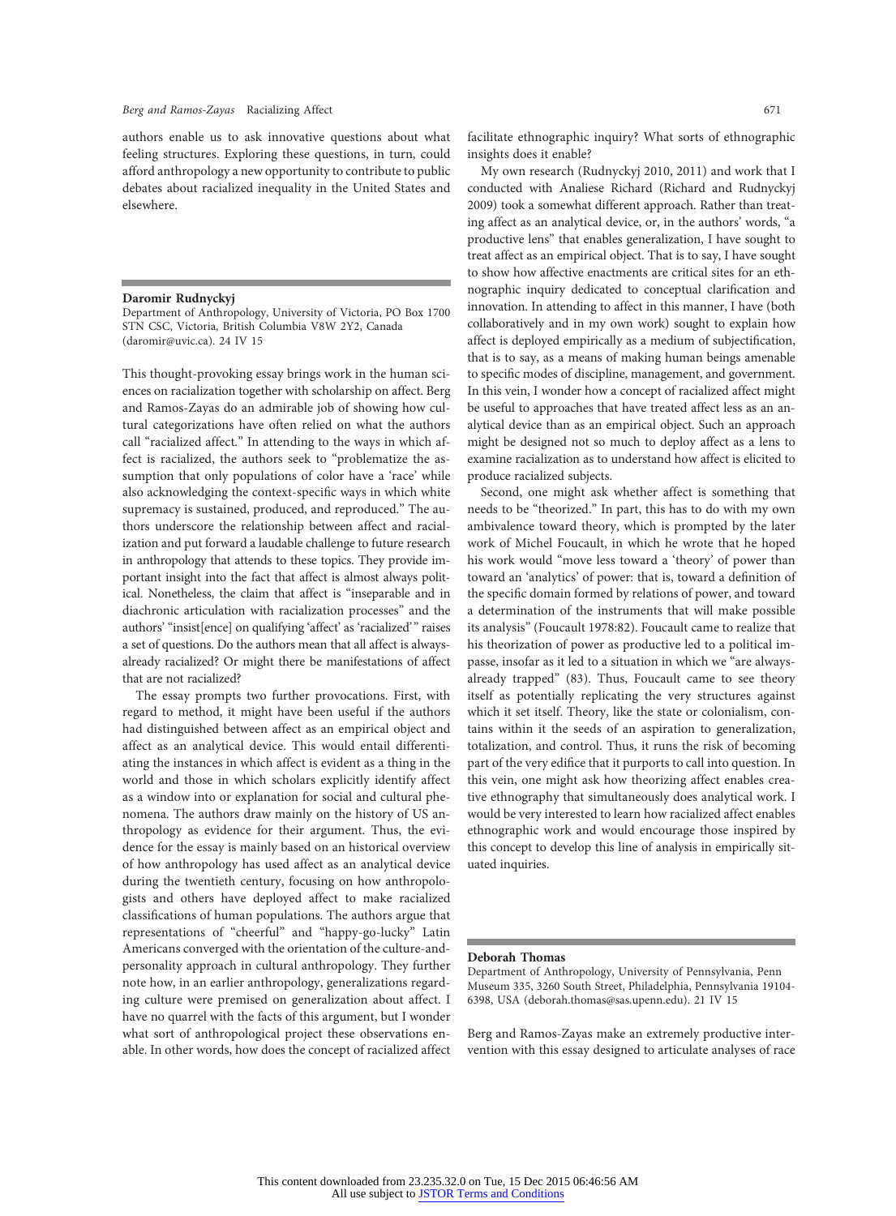authors enable us to ask innovative questions about what feeling structures. Exploring these questions, in turn, could afford anthropology a new opportunity to contribute to public debates about racialized inequality in the United States and elsewhere.

**Daromir Rudnyckyj**

Department of Anthropology, University of Victoria, PO Box 1700 STN CSC, Victoria, British Columbia V8W 2Y2, Canada (daromir@uvic.ca). 24 IV 15

This thought-provoking essay brings work in the human sciences on racialization together with scholarship on affect. Berg and Ramos-Zayas do an admirable job of showing how cultural categorizations have often relied on what the authors call "racialized affect." In attending to the ways in which affect is racialized, the authors seek to "problematize the assumption that only populations of color have a 'race' while also acknowledging the context-specific ways in which white supremacy is sustained, produced, and reproduced." The authors underscore the relationship between affect and racialization and put forward a laudable challenge to future research in anthropology that attends to these topics. They provide important insight into the fact that affect is almost always political. Nonetheless, the claim that affect is "inseparable and in diachronic articulation with racialization processes" and the authors' "insist[ence] on qualifying 'affect' as 'racialized'" raises a set of questions. Do the authors mean that all affect is always-already racialized? Or might there be manifestations of affect that are not racialized?

The essay prompts two further provocations. First, with regard to method, it might have been useful if the authors had distinguished between affect as an empirical object and affect as an analytical device. This would entail differentiating the instances in which affect is evident as a thing in the world and those in which scholars explicitly identify affect as a window into or explanation for social and cultural phenomena. The authors draw mainly on the history of US anthropology as evidence for their argument. Thus, the evidence for the essay is mainly based on an historical overview of how anthropology has used affect as an analytical device during the twentieth century, focusing on how anthropologists and others have deployed affect to make racialized classifications of human populations. The authors argue that representations of "cheerful" and "happy-go-lucky" Latin Americans converged with the orientation of the culture-and-personality approach in cultural anthropology. They further note how, in an earlier anthropology, generalizations regarding culture were premised on generalization about affect. I have no quarrel with the facts of this argument, but I wonder what sort of anthropological project these observations enable. In other words, how does the concept of racialized affect facilitate ethnographic inquiry? What sorts of ethnographic insights does it enable?

My own research (Rudnyckyj 2010, 2011) and work that I conducted with Analiese Richard (Richard and Rudnyckyj 2009) took a somewhat different approach. Rather than treating affect as an analytical device, or, in the authors' words, "a productive lens" that enables generalization, I have sought to treat affect as an empirical object. That is to say, I have sought to show how affective enactments are critical sites for an ethnographic inquiry dedicated to conceptual clarification and innovation. In attending to affect in this manner, I have (both collaboratively and in my own work) sought to explain how affect is deployed empirically as a medium of subjectification, that is to say, as a means of making human beings amenable to specific modes of discipline, management, and government. In this vein, I wonder how a concept of racialized affect might be useful to approaches that have treated affect less as an analytical device than as an empirical object. Such an approach might be designed not so much to deploy affect as a lens to examine racialization as to understand how affect is elicited to produce racialized subjects.

Second, one might ask whether affect is something that needs to be "theorized." In part, this has to do with my own ambivalence toward theory, which is prompted by the later work of Michel Foucault, in which he wrote that he hoped his work would "move less toward a 'theory' of power than toward an 'analytics' of power: that is, toward a definition of the specific domain formed by relations of power, and toward a determination of the instruments that will make possible its analysis" (Foucault 1978:82). Foucault came to realize that his theorization of power as productive led to a political impasse, insofar as it led to a situation in which we "are always-already trapped" (83). Thus, Foucault came to see theory itself as potentially replicating the very structures against which it set itself. Theory, like the state or colonialism, contains within it the seeds of an aspiration to generalization, totalization, and control. Thus, it runs the risk of becoming part of the very edifice that it purports to call into question. In this vein, one might ask how theorizing affect enables creative ethnography that simultaneously does analytical work. I would be very interested to learn how racialized affect enables ethnographic work and would encourage those inspired by this concept to develop this line of analysis in empirically situated inquiries.

**Deborah Thomas**

Department of Anthropology, University of Pennsylvania, Penn Museum 335, 3260 South Street, Philadelphia, Pennsylvania 19104-6398, USA (deborah.thomas@sas.upenn.edu). 21 IV 15

Berg and Ramos-Zayas make an extremely productive intervention with this essay designed to articulate analyses of race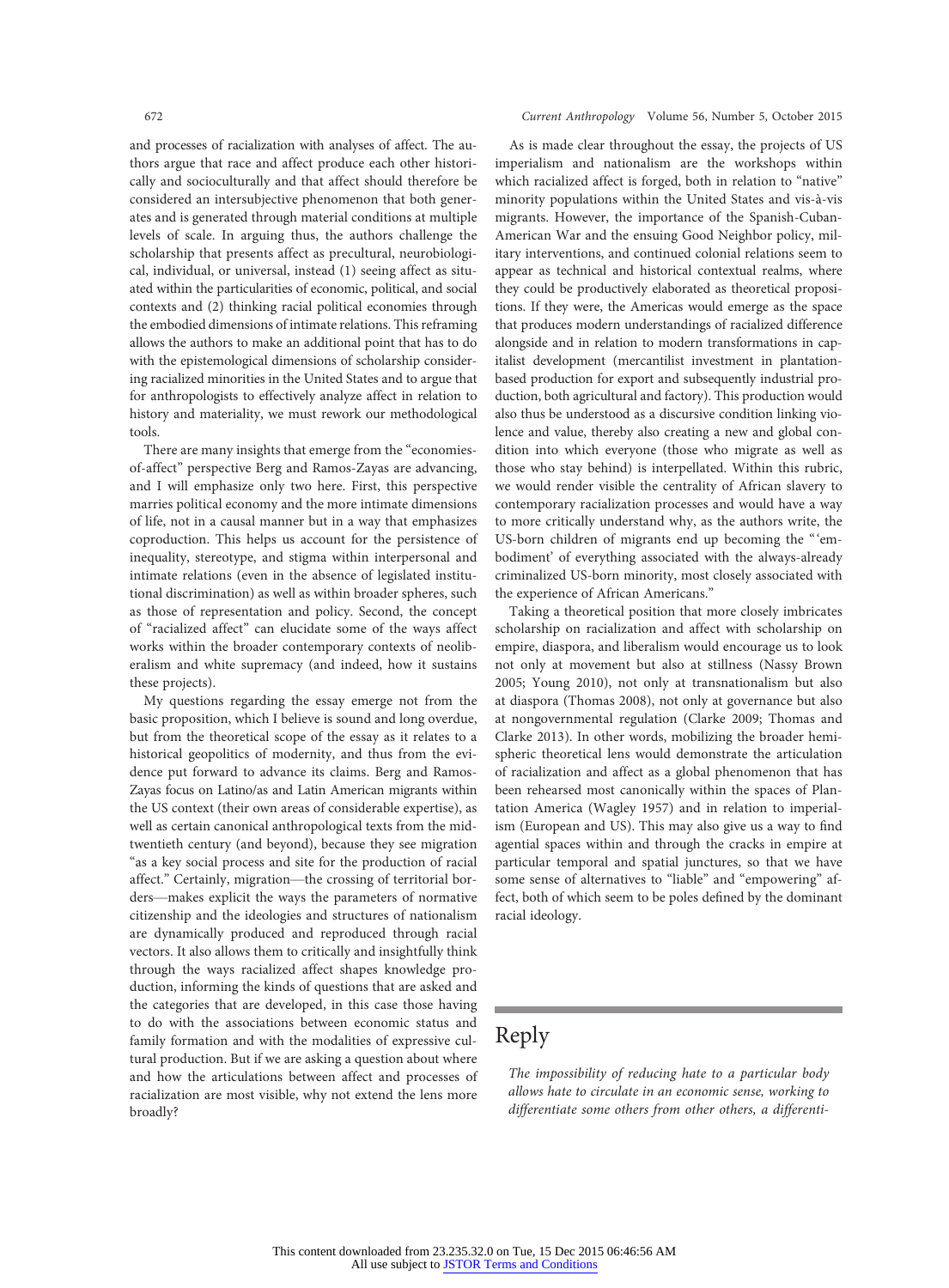and processes of racialization with analyses of affect. The authors argue that race and affect produce each other historically and socioculturally and that affect should therefore be considered an intersubjective phenomenon that both generates and is generated through material conditions at multiple levels of scale. In arguing thus, the authors challenge the scholarship that presents affect as precultural, neurobiological, individual, or universal, instead (1) seeing affect as situated within the particularities of economic, political, and social contexts and (2) thinking racial political economies through the embodied dimensions of intimate relations. This reframing allows the authors to make an additional point that has to do with the epistemological dimensions of scholarship considering racialized minorities in the United States and to argue that for anthropologists to effectively analyze affect in relation to history and materiality, we must rework our methodological tools.

There are many insights that emerge from the "economies-of-affect" perspective Berg and Ramos-Zayas are advancing, and I will emphasize only two here. First, this perspective marries political economy and the more intimate dimensions of life, not in a causal manner but in a way that emphasizes coproduction. This helps us account for the persistence of inequality, stereotype, and stigma within interpersonal and intimate relations (even in the absence of legislated institutional discrimination) as well as within broader spheres, such as those of representation and policy. Second, the concept of "racialized affect" can elucidate some of the ways affect works within the broader contemporary contexts of neoliberalism and white supremacy (and indeed, how it sustains these projects).

My questions regarding the essay emerge not from the basic proposition, which I believe is sound and long overdue, but from the theoretical scope of the essay as it relates to a historical geopolitics of modernity, and thus from the evidence put forward to advance its claims. Berg and Ramos-Zayas focus on Latino/as and Latin American migrants within the US context (their own areas of considerable expertise), as well as certain canonical anthropological texts from the mid-twentieth century (and beyond), because they see migration "as a key social process and site for the production of racial affect." Certainly, migration—the crossing of territorial borders—makes explicit the ways the parameters of normative citizenship and the ideologies and structures of nationalism are dynamically produced and reproduced through racial vectors. It also allows them to critically and insightfully think through the ways racialized affect shapes knowledge production, informing the kinds of questions that are asked and the categories that are developed, in this case those having to do with the associations between economic status and family formation and with the modalities of expressive cultural production. But if we are asking a question about where and how the articulations between affect and processes of racialization are most visible, why not extend the lens more broadly?

As is made clear throughout the essay, the projects of US imperialism and nationalism are the workshops within which racialized affect is forged, both in relation to "native" minority populations within the United States and vis-à-vis migrants. However, the importance of the Spanish-Cuban-American War and the ensuing Good Neighbor policy, military interventions, and continued colonial relations seem to appear as technical and historical contextual realms, where they could be productively elaborated as theoretical propositions. If they were, the Americas would emerge as the space that produces modern understandings of racialized difference alongside and in relation to modern transformations in capitalist development (mercantilist investment in plantation-based production for export and subsequently industrial production, both agricultural and factory). This production would also thus be understood as a discursive condition linking violence and value, thereby also creating a new and global condition into which everyone (those who migrate as well as those who stay behind) is interpellated. Within this rubric, we would render visible the centrality of African slavery to contemporary racialization processes and would have a way to more critically understand why, as the authors write, the US-born children of migrants end up becoming the "'embodiment' of everything associated with the always-already criminalized US-born minority, most closely associated with the experience of African Americans."

Taking a theoretical position that more closely imbricates scholarship on racialization and affect with scholarship on empire, diaspora, and liberalism would encourage us to look not only at movement but also at stillness (Nassy Brown 2005; Young 2010), not only at transnationalism but also at diaspora (Thomas 2008), not only at governance but also at nongovernmental regulation (Clarke 2009; Thomas and Clarke 2013). In other words, mobilizing the broader hemispheric theoretical lens would demonstrate the articulation of racialization and affect as a global phenomenon that has been rehearsed most canonically within the spaces of Plantation America (Wagley 1957) and in relation to imperialism (European and US). This may also give us a way to find agential spaces within and through the cracks in empire at particular temporal and spatial junctures, so that we have some sense of alternatives to "liable" and "empowering" affect, both of which seem to be poles defined by the dominant racial ideology.

# Reply

*The impossibility of reducing hate to a particular body allows hate to circulate in an economic sense, working to differentiate some others from other others, a differenti-*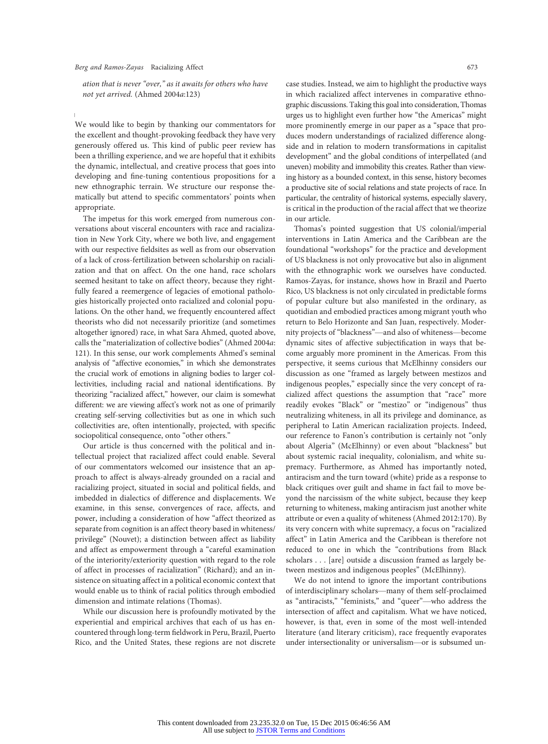*ation that is never "over," as it awaits for others who have not yet arrived.* (Ahmed 2004*a*:123)

We would like to begin by thanking our commentators for the excellent and thought-provoking feedback they have very generously offered us. This kind of public peer review has been a thrilling experience, and we are hopeful that it exhibits the dynamic, intellectual, and creative process that goes into developing and fine-tuning contentious propositions for a new ethnographic terrain. We structure our response thematically but attend to specific commentators' points when appropriate.

The impetus for this work emerged from numerous conversations about visceral encounters with race and racialization in New York City, where we both live, and engagement with our respective fieldsites as well as from our observation of a lack of cross-fertilization between scholarship on racialization and that on affect. On the one hand, race scholars seemed hesitant to take on affect theory, because they rightfully feared a reemergence of legacies of emotional pathologies historically projected onto racialized and colonial populations. On the other hand, we frequently encountered affect theorists who did not necessarily prioritize (and sometimes altogether ignored) race, in what Sara Ahmed, quoted above, calls the "materialization of collective bodies" (Ahmed 2004*a*: 121). In this sense, our work complements Ahmed's seminal analysis of "affective economies," in which she demonstrates the crucial work of emotions in aligning bodies to larger collectivities, including racial and national identifications. By theorizing "racialized affect," however, our claim is somewhat different: we are viewing affect's work not as one of primarily creating self-serving collectivities but as one in which such collectivities are, often intentionally, projected, with specific sociopolitical consequence, onto "other others."

Our article is thus concerned with the political and intellectual project that racialized affect could enable. Several of our commentators welcomed our insistence that an approach to affect is always-already grounded on a racial and racializing project, situated in social and political fields, and imbedded in dialectics of difference and displacements. We examine, in this sense, convergences of race, affects, and power, including a consideration of how "affect theorized as separate from cognition is an affect theory based in whiteness/privilege" (Nouvet); a distinction between affect as liability and affect as empowerment through a "careful examination of the interiority/exteriority question with regard to the role of affect in processes of racialization" (Richard); and an insistence on situating affect in a political economic context that would enable us to think of racial politics through embodied dimension and intimate relations (Thomas).

While our discussion here is profoundly motivated by the experiential and empirical archives that each of us has encountered through long-term fieldwork in Peru, Brazil, Puerto Rico, and the United States, these regions are not discrete case studies. Instead, we aim to highlight the productive ways in which racialized affect intervenes in comparative ethnographic discussions. Taking this goal into consideration, Thomas urges us to highlight even further how "the Americas" might more prominently emerge in our paper as a "space that produces modern understandings of racialized difference alongside and in relation to modern transformations in capitalist development" and the global conditions of interpellated (and uneven) mobility and immobility this creates. Rather than viewing history as a bounded context, in this sense, history becomes a productive site of social relations and state projects of race. In particular, the centrality of historical systems, especially slavery, is critical in the production of the racial affect that we theorize in our article.

Thomas's pointed suggestion that US colonial/imperial interventions in Latin America and the Caribbean are the foundational "workshops" for the practice and development of US blackness is not only provocative but also in alignment with the ethnographic work we ourselves have conducted. Ramos-Zayas, for instance, shows how in Brazil and Puerto Rico, US blackness is not only circulated in predictable forms of popular culture but also manifested in the ordinary, as quotidian and embodied practices among migrant youth who return to Belo Horizonte and San Juan, respectively. Modernity projects of "blackness"—and also of whiteness—become dynamic sites of affective subjectification in ways that become arguably more prominent in the Americas. From this perspective, it seems curious that McElhinny considers our discussion as one "framed as largely between mestizos and indigenous peoples," especially since the very concept of racialized affect questions the assumption that "race" more readily evokes "Black" or "mestizo" or "indigenous" thus neutralizing whiteness, in all its privilege and dominance, as peripheral to Latin American racialization projects. Indeed, our reference to Fanon's contribution is certainly not "only about Algeria" (McElhinny) or even about "blackness" but about systemic racial inequality, colonialism, and white supremacy. Furthermore, as Ahmed has importantly noted, antiracism and the turn toward (white) pride as a response to black critiques over guilt and shame in fact fail to move beyond the narcissism of the white subject, because they keep returning to whiteness, making antiracism just another white attribute or even a quality of whiteness (Ahmed 2012:170). By its very concern with white supremacy, a focus on "racialized affect" in Latin America and the Caribbean is therefore not reduced to one in which the "contributions from Black scholars . . . [are] outside a discussion framed as largely between mestizos and indigenous peoples" (McElhinny).

We do not intend to ignore the important contributions of interdisciplinary scholars—many of them self-proclaimed as "antiracists," "feminists," and "queer"—who address the intersection of affect and capitalism. What we have noticed, however, is that, even in some of the most well-intended literature (and literary criticism), race frequently evaporates under intersectionality or universalism—or is subsumed un-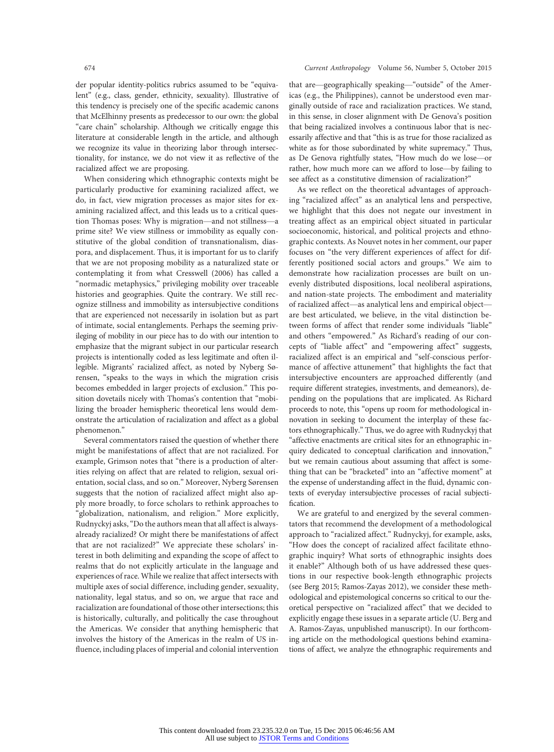der popular identity-politics rubrics assumed to be "equivalent" (e.g., class, gender, ethnicity, sexuality). Illustrative of this tendency is precisely one of the specific academic canons that McElhinny presents as predecessor to our own: the global "care chain" scholarship. Although we critically engage this literature at considerable length in the article, and although we recognize its value in theorizing labor through intersectionality, for instance, we do not view it as reflective of the racialized affect we are proposing.

When considering which ethnographic contexts might be particularly productive for examining racialized affect, we do, in fact, view migration processes as major sites for examining racialized affect, and this leads us to a critical question Thomas poses: Why is migration—and not stillness—a prime site? We view stillness or immobility as equally constitutive of the global condition of transnationalism, diaspora, and displacement. Thus, it is important for us to clarify that we are not proposing mobility as a naturalized state or contemplating it from what Cresswell (2006) has called a "normadic metaphysics," privileging mobility over traceable histories and geographies. Quite the contrary. We still recognize stillness and immobility as intersubjective conditions that are experienced not necessarily in isolation but as part of intimate, social entanglements. Perhaps the seeming privileging of mobility in our piece has to do with our intention to emphasize that the migrant subject in our particular research projects is intentionally coded as less legitimate and often illegible. Migrants' racialized affect, as noted by Nyberg Sørensen, "speaks to the ways in which the migration crisis becomes embedded in larger projects of exclusion." This position dovetails nicely with Thomas's contention that "mobilizing the broader hemispheric theoretical lens would demonstrate the articulation of racialization and affect as a global phenomenon."

Several commentators raised the question of whether there might be manifestations of affect that are not racialized. For example, Grimson notes that "there is a production of alterities relying on affect that are related to religion, sexual orientation, social class, and so on." Moreover, Nyberg Sørensen suggests that the notion of racialized affect might also apply more broadly, to force scholars to rethink approaches to "globalization, nationalism, and religion." More explicitly, Rudnyckyj asks, "Do the authors mean that all affect is always-already racialized? Or might there be manifestations of affect that are not racialized?" We appreciate these scholars' interest in both delimiting and expanding the scope of affect to realms that do not explicitly articulate in the language and experiences of race. While we realize that affect intersects with multiple axes of social difference, including gender, sexuality, nationality, legal status, and so on, we argue that race and racialization are foundational of those other intersections; this is historically, culturally, and politically the case throughout the Americas. We consider that anything hemispheric that involves the history of the Americas in the realm of US influence, including places of imperial and colonial intervention that are—geographically speaking—"outside" of the Americas (e.g., the Philippines), cannot be understood even marginally outside of race and racialization practices. We stand, in this sense, in closer alignment with De Genova's position that being racialized involves a continuous labor that is necessarily affective and that "this is as true for those racialized as white as for those subordinated by white supremacy." Thus, as De Genova rightfully states, "How much do we lose—or rather, how much more can we afford to lose—by failing to see affect as a constitutive dimension of racialization?"

As we reflect on the theoretical advantages of approaching "racialized affect" as an analytical lens and perspective, we highlight that this does not negate our investment in treating affect as an empirical object situated in particular socioeconomic, historical, and political projects and ethnographic contexts. As Nouvet notes in her comment, our paper focuses on "the very different experiences of affect for differently positioned social actors and groups." We aim to demonstrate how racialization processes are built on unevenly distributed dispositions, local neoliberal aspirations, and nation-state projects. The embodiment and materiality of racialized affect—as analytical lens and empirical object—are best articulated, we believe, in the vital distinction between forms of affect that render some individuals "liable" and others "empowered." As Richard's reading of our concepts of "liable affect" and "empowering affect" suggests, racialized affect is an empirical and "self-conscious performance of affective attunement" that highlights the fact that intersubjective encounters are approached differently (and require different strategies, investments, and demeanors), depending on the populations that are implicated. As Richard proceeds to note, this "opens up room for methodological innovation in seeking to document the interplay of these factors ethnographically." Thus, we do agree with Rudnyckyj that "affective enactments are critical sites for an ethnographic inquiry dedicated to conceptual clarification and innovation," but we remain cautious about assuming that affect is something that can be "bracketed" into an "affective moment" at the expense of understanding affect in the fluid, dynamic contexts of everyday intersubjective processes of racial subjectification.

We are grateful to and energized by the several commentators that recommend the development of a methodological approach to "racialized affect." Rudnyckyj, for example, asks, "How does the concept of racialized affect facilitate ethnographic inquiry? What sorts of ethnographic insights does it enable?" Although both of us have addressed these questions in our respective book-length ethnographic projects (see Berg 2015; Ramos-Zayas 2012), we consider these methodological and epistemological concerns so critical to our theoretical perspective on "racialized affect" that we decided to explicitly engage these issues in a separate article (U. Berg and A. Ramos-Zayas, unpublished manuscript). In our forthcoming article on the methodological questions behind examinations of affect, we analyze the ethnographic requirements and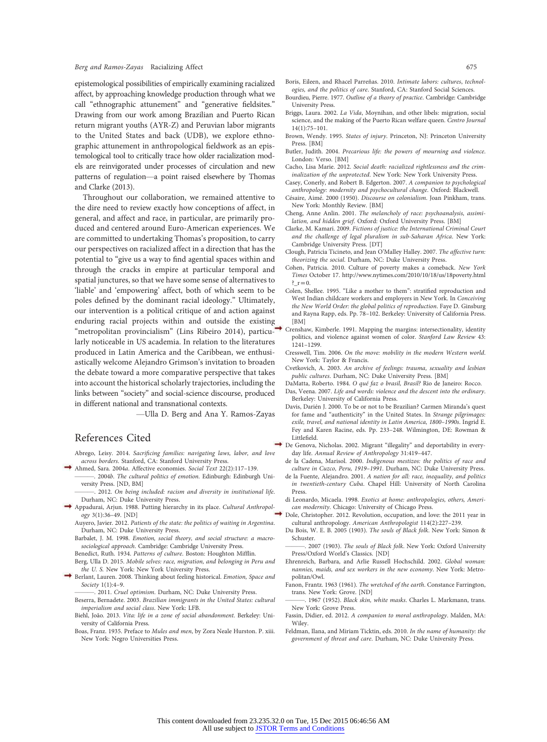epistemological possibilities of empirically examining racialized affect, by approaching knowledge production through what we call "ethnographic attunement" and "generative fieldsites." Drawing from our work among Brazilian and Puerto Rican return migrant youths (AYR-Z) and Peruvian labor migrants to the United States and back (UDB), we explore ethnographic attunement in anthropological fieldwork as an epistemological tool to critically trace how older racialization models are reinvigorated under processes of circulation and new patterns of regulation—a point raised elsewhere by Thomas and Clarke (2013).

Throughout our collaboration, we remained attentive to the dire need to review exactly how conceptions of affect, in general, and affect and race, in particular, are primarily produced and centered around Euro-American experiences. We are committed to undertaking Thomas's proposition, to carry our perspectives on racialized affect in a direction that has the potential to "give us a way to find agential spaces within and through the cracks in empire at particular temporal and spatial junctures, so that we have some sense of alternatives to 'liable' and 'empowering' affect, both of which seem to be poles defined by the dominant racial ideology." Ultimately, our intervention is a political critique of and action against enduring racial projects within and outside the existing "metropolitan provincialism" (Lins Ribeiro 2014), particularly noticeable in US academia. In relation to the literatures produced in Latin America and the Caribbean, we enthusiastically welcome Alejandro Grimson's invitation to broaden the debate toward a more comparative perspective that takes into account the historical scholarly trajectories, including the links between "society" and social-science discourse, produced in different national and transnational contexts.

—Ulla D. Berg and Ana Y. Ramos-Zayas

## References Cited

Abrego, Leisy. 2014. *Sacrificing families: navigating laws, labor, and love across borders*. Stanford, CA: Stanford University Press.

Ahmed, Sara. 2004*a*. Affective economies. *Social Text* 22(2):117–139.

———. 2004*b*. *The cultural politics of emotion*. Edinburgh: Edinburgh University Press. [ND, BM]

———. 2012. *On being included: racism and diversity in institutional life*. Durham, NC: Duke University Press.

Appadurai, Arjun. 1988. Putting hierarchy in its place. *Cultural Anthropology* 3(1):36–49. [ND]

Auyero, Javier. 2012. *Patients of the state: the politics of waiting in Argentina*. Durham, NC: Duke University Press.

Barbalet, J. M. 1998. *Emotion, social theory, and social structure: a macrosociological approach*. Cambridge: Cambridge University Press.

Benedict, Ruth. 1934. *Patterns of culture*. Boston: Houghton Mifflin.

Berg, Ulla D. 2015. *Mobile selves: race, migration, and belonging in Peru and the U. S.* New York: New York University Press.

Berlant, Lauren. 2008. Thinking about feeling historical. *Emotion, Space and Society* 1(1):4–9.

———. 2011. *Cruel optimism*. Durham, NC: Duke University Press.

Beserra, Bernadete. 2003. *Brazilian immigrants in the United States: cultural imperialism and social class*. New York: LFB.

Biehl, João. 2013. *Vita: life in a zone of social abandonment*. Berkeley: University of California Press.

Boas, Franz. 1935. Preface to *Mules and men*, by Zora Neale Hurston. P. xiii. New York: Negro Universities Press.

Boris, Eileen, and Rhacel Parreñas. 2010. *Intimate labors: cultures, technologies, and the politics of care*. Stanford, CA: Stanford Social Sciences.

Bourdieu, Pierre. 1977. *Outline of a theory of practice*. Cambridge: Cambridge University Press.

Briggs, Laura. 2002. *La Vida*, Moynihan, and other libels: migration, social science, and the making of the Puerto Rican welfare queen. *Centro Journal* 14(1):75–101.

Brown, Wendy. 1995. *States of injury*. Princeton, NJ: Princeton University Press. [BM]

Butler, Judith. 2004. *Precarious life: the powers of mourning and violence*. London: Verso. [BM]

Cacho, Lisa Marie. 2012. *Social death: racialized rightlessness and the criminalization of the unprotected*. New York: New York University Press.

Casey, Conerly, and Robert B. Edgerton. 2007. *A companion to psychological anthropology: modernity and psychocultural change*. Oxford: Blackwell.

Césaire, Aimé. 2000 (1950). *Discourse on colonialism*. Joan Pinkham, trans. New York: Monthly Review. [BM]

Cheng, Anne Anlin. 2001. *The melancholy of race: psychoanalysis, assimilation, and hidden grief*. Oxford: Oxford University Press. [BM]

Clarke, M. Kamari. 2009. *Fictions of justice: the International Criminal Court and the challenge of legal pluralism in sub-Saharan Africa*. New York: Cambridge University Press. [DT]

Clough, Patricia Ticineto, and Jean O'Malley Halley. 2007. *The affective turn: theorizing the social*. Durham, NC: Duke University Press.

Cohen, Patricia. 2010. Culture of poverty makes a comeback. *New York Times* October 17. http://www.nytimes.com/2010/10/18/us/18poverty.html?_r=0.

Colen, Shellee. 1995. "Like a mother to them": stratified reproduction and West Indian childcare workers and employers in New York. In *Conceiving the New World Order: the global politics of reproduction*. Faye D. Ginsburg and Rayna Rapp, eds. Pp. 78–102. Berkeley: University of California Press. [BM]

Crenshaw, Kimberle. 1991. Mapping the margins: intersectionality, identity politics, and violence against women of color. *Stanford Law Review* 43: 1241–1299.

Cresswell, Tim. 2006. *On the move: mobility in the modern Western world*. New York: Taylor & Francis.

Cvetkovich, A. 2003. *An archive of feelings: trauma, sexuality and lesbian public cultures*. Durham, NC: Duke University Press. [BM]

DaMatta, Roberto. 1984. *O qué faz o brasil, Brasil?* Rio de Janeiro: Rocco.

Das, Veena. 2007. *Life and words: violence and the descent into the ordinary*. Berkeley: University of California Press.

Davis, Darién J. 2000. To be or not to be Brazilian? Carmen Miranda's quest for fame and "authenticity" in the United States. In *Strange pilgrimages: exile, travel, and national identity in Latin America, 1800–1990s*. Ingrid E. Fey and Karen Racine, eds. Pp. 233–248. Wilmington, DE: Rowman & Littlefield.

De Genova, Nicholas. 2002. Migrant "illegality" and deportability in everyday life. *Annual Review of Anthropology* 31:419–447.

de la Cadena, Marisol. 2000. *Indigenous mestizos: the politics of race and culture in Cuzco, Peru, 1919–1991*. Durham, NC: Duke University Press.

de la Fuente, Alejandro. 2001. *A nation for all: race, inequality, and politics in twentieth-century Cuba*. Chapel Hill: University of North Carolina Press.

di Leonardo, Micaela. 1998. *Exotics at home: anthropologies, others, American modernity*. Chicago: University of Chicago Press.

Dole, Christopher. 2012. Revolution, occupation, and love: the 2011 year in cultural anthropology. *American Anthropologist* 114(2):227–239.

Du Bois, W. E. B. 2005 (1903). *The souls of Black folk*. New York: Simon & Schuster.

———. 2007 (1903). *The souls of Black folk*. New York: Oxford University Press/Oxford World's Classics. [ND]

Ehrenreich, Barbara, and Arlie Russell Hochschild. 2002. *Global woman: nannies, maids, and sex workers in the new economy*. New York: Metropolitan/Owl.

Fanon, Frantz. 1963 (1961). *The wretched of the earth*. Constance Farrington, trans. New York: Grove. [ND]

———. 1967 (1952). *Black skin, white masks*. Charles L. Markmann, trans. New York: Grove Press.

Fassin, Didier, ed. 2012. *A companion to moral anthropology*. Malden, MA: Wiley.

Feldman, Ilana, and Miriam Ticktin, eds. 2010. *In the name of humanity: the government of threat and care*. Durham, NC: Duke University Press.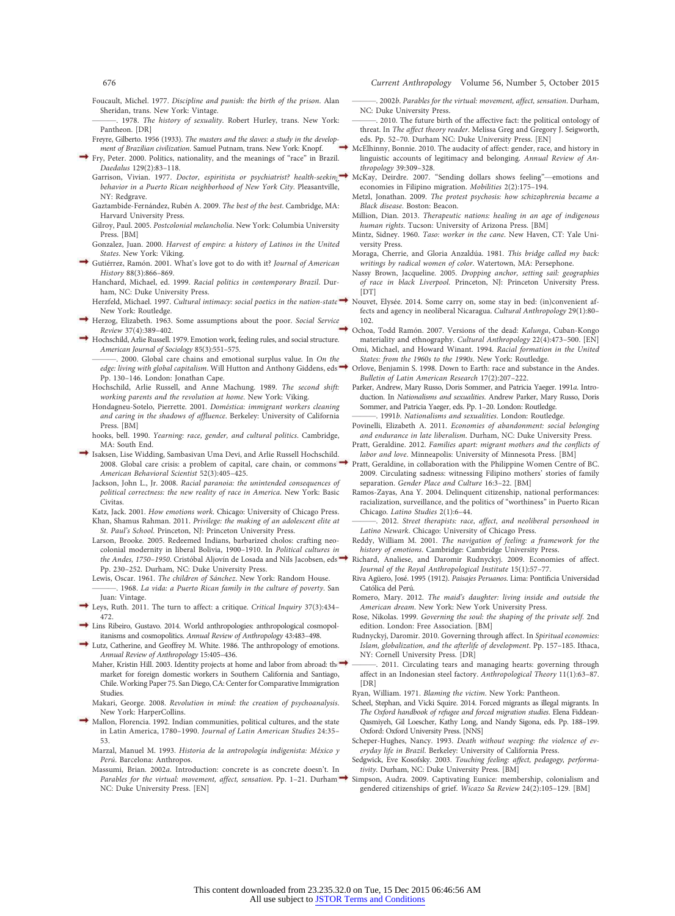Foucault, Michel. 1977. *Discipline and punish: the birth of the prison*. Alan Sheridan, trans. New York: Vintage.

———. 1978. *The history of sexuality*. Robert Hurley, trans. New York: Pantheon. [DR]

Freyre, Gilberto. 1956 (1933). *The masters and the slaves: a study in the development of Brazilian civilization*. Samuel Putnam, trans. New York: Knopf.

Fry, Peter. 2000. Politics, nationality, and the meanings of "race" in Brazil. *Daedalus* 129(2):83–118.

Garrison, Vivian. 1977. *Doctor, espiritista or psychiatrist? health-seeking behavior in a Puerto Rican neighborhood of New York City*. Pleasantville, NY: Redgrave.

Gaztambide-Fernández, Rubén A. 2009. *The best of the best*. Cambridge, MA: Harvard University Press.

Gilroy, Paul. 2005. *Postcolonial melancholia*. New York: Columbia University Press. [BM]

Gonzalez, Juan. 2000. *Harvest of empire: a history of Latinos in the United States*. New York: Viking.

Gutiérrez, Ramón. 2001. What's love got to do with it? *Journal of American History* 88(3):866–869.

Hanchard, Michael, ed. 1999. *Racial politics in contemporary Brazil*. Durham, NC: Duke University Press.

Herzfeld, Michael. 1997. *Cultural intimacy: social poetics in the nation-state*. New York: Routledge.

Herzog, Elizabeth. 1963. Some assumptions about the poor. *Social Service Review* 37(4):389–402.

Hochschild, Arlie Russell. 1979. Emotion work, feeling rules, and social structure. *American Journal of Sociology* 85(3):551–575.

———. 2000. Global care chains and emotional surplus value. In *On the edge: living with global capitalism*. Will Hutton and Anthony Giddens, eds. Pp. 130–146. London: Jonathan Cape.

Hochschild, Arlie Russell, and Anne Machung. 1989. *The second shift: working parents and the revolution at home*. New York: Viking.

Hondagneu-Sotelo, Pierrette. 2001. *Doméstica: immigrant workers cleaning and caring in the shadows of affluence*. Berkeley: University of California Press. [BM]

hooks, bell. 1990. *Yearning: race, gender, and cultural politics*. Cambridge, MA: South End.

Isaksen, Lise Widding, Sambasivan Uma Devi, and Arlie Russell Hochschild. 2008. Global care crisis: a problem of capital, care chain, or commons? *American Behavioral Scientist* 52(3):405–425.

Jackson, John L., Jr. 2008. *Racial paranoia: the unintended consequences of political correctness: the new reality of race in America*. New York: Basic Civitas.

Katz, Jack. 2001. *How emotions work*. Chicago: University of Chicago Press.

Khan, Shamus Rahman. 2011. *Privilege: the making of an adolescent elite at St. Paul's School*. Princeton, NJ: Princeton University Press.

Larson, Brooke. 2005. Redeemed Indians, barbarized cholos: crafting neocolonial modernity in liberal Bolivia, 1900–1910. In *Political cultures in the Andes, 1750–1950*. Cristóbal Aljovín de Losada and Nils Jacobsen, eds. Pp. 230–252. Durham, NC: Duke University Press.

Lewis, Oscar. 1961. *The children of Sánchez*. New York: Random House.

———. 1968. *La vida: a Puerto Rican family in the culture of poverty*. San Juan: Vintage.

Leys, Ruth. 2011. The turn to affect: a critique. *Critical Inquiry* 37(3):434–472.

Lins Ribeiro, Gustavo. 2014. World anthropologies: anthropological cosmopolitanisms and cosmopolitics. *Annual Review of Anthropology* 43:483–498.

Lutz, Catherine, and Geoffrey M. White. 1986. The anthropology of emotions. *Annual Review of Anthropology* 15:405–436.

Maher, Kristin Hill. 2003. Identity projects at home and labor from abroad: the market for foreign domestic workers in Southern California and Santiago, Chile. Working Paper 75. San Diego, CA: Center for Comparative Immigration Studies.

Makari, George. 2008. *Revolution in mind: the creation of psychoanalysis*. New York: HarperCollins.

Mallon, Florencia. 1992. Indian communities, political cultures, and the state in Latin America, 1780–1990. *Journal of Latin American Studies* 24:35–53.

Marzal, Manuel M. 1993. *Historia de la antropología indigenista: México y Perú*. Barcelona: Anthropos.

Massumi, Brian. 2002*a*. Introduction: concrete is as concrete doesn't. In *Parables for the virtual: movement, affect, sensation*. Pp. 1–21. Durham NC: Duke University Press. [EN]

———. 2002*b*. *Parables for the virtual: movement, affect, sensation*. Durham, NC: Duke University Press.

———. 2010. The future birth of the affective fact: the political ontology of threat. In *The affect theory reader*. Melissa Greg and Gregory J. Seigworth, eds. Pp. 52–70. Durham NC: Duke University Press. [EN]

McElhinny, Bonnie. 2010. The audacity of affect: gender, race, and history in linguistic accounts of legitimacy and belonging. *Annual Review of Anthropology* 39:309–328.

McKay, Deirdre. 2007. "Sending dollars shows feeling"—emotions and economies in Filipino migration. *Mobilities* 2(2):175–194.

Metzl, Jonathan. 2009. *The protest psychosis: how schizophrenia became a Black disease*. Boston: Beacon.

Million, Dian. 2013. *Therapeutic nations: healing in an age of indigenous human rights*. Tucson: University of Arizona Press. [BM]

Mintz, Sidney. 1960. *Taso: worker in the cane*. New Haven, CT: Yale University Press.

Moraga, Cherrie, and Gloria Anzaldúa. 1981. *This bridge called my back: writings by radical women of color*. Watertown, MA: Persephone.

Nassy Brown, Jacqueline. 2005. *Dropping anchor, setting sail: geographies of race in black Liverpool*. Princeton, NJ: Princeton University Press. [DT]

Nouvet, Elysée. 2014. Some carry on, some stay in bed: (in)convenient affects and agency in neoliberal Nicaragua. *Cultural Anthropology* 29(1):80–102.

Ochoa, Todd Ramón. 2007. Versions of the dead: *Kalunga*, Cuban-Kongo materiality and ethnography. *Cultural Anthropology* 22(4):473–500. [EN]

Omi, Michael, and Howard Winant. 1994. *Racial formation in the United States: from the 1960s to the 1990s*. New York: Routledge.

Orlove, Benjamin S. 1998. Down to Earth: race and substance in the Andes. *Bulletin of Latin American Research* 17(2):207–222.

Parker, Andrew, Mary Russo, Doris Sommer, and Patricia Yaeger. 1991*a*. Introduction. In *Nationalisms and sexualities*. Andrew Parker, Mary Russo, Doris Sommer, and Patricia Yaeger, eds. Pp. 1–20. London: Routledge.

———. 1991*b*. *Nationalisms and sexualities*. London: Routledge.

Povinelli, Elizabeth A. 2011. *Economies of abandonment: social belonging and endurance in late liberalism*. Durham, NC: Duke University Press.

Pratt, Geraldine. 2012. *Families apart: migrant mothers and the conflicts of labor and love*. Minneapolis: University of Minnesota Press. [BM]

Pratt, Geraldine, in collaboration with the Philippine Women Centre of BC. 2009. Circulating sadness: witnessing Filipino mothers' stories of family separation. *Gender Place and Culture* 16:3–22. [BM]

Ramos-Zayas, Ana Y. 2004. Delinquent citizenship, national performances: racialization, surveillance, and the politics of "worthiness" in Puerto Rican Chicago. *Latino Studies* 2(1):6–44.

———. 2012. *Street therapists: race, affect, and neoliberal personhood in Latino Newark*. Chicago: University of Chicago Press.

Reddy, William M. 2001. *The navigation of feeling: a framework for the history of emotions*. Cambridge: Cambridge University Press.

Richard, Analiese, and Daromir Rudnyckyj. 2009. Economies of affect. *Journal of the Royal Anthropological Institute* 15(1):57–77.

Riva Agüero, José. 1995 (1912). *Paisajes Peruanos*. Lima: Pontificia Universidad Católica del Perú.

Romero, Mary. 2012. *The maid's daughter: living inside and outside the American dream*. New York: New York University Press.

Rose, Nikolas. 1999. *Governing the soul: the shaping of the private self*. 2nd edition. London: Free Association. [BM]

Rudnyckyj, Daromir. 2010. Governing through affect. In *Spiritual economies: Islam, globalization, and the afterlife of development*. Pp. 157–185. Ithaca, NY: Cornell University Press. [DR]

———. 2011. Circulating tears and managing hearts: governing through affect in an Indonesian steel factory. *Anthropological Theory* 11(1):63–87. [DR]

Ryan, William. 1971. *Blaming the victim*. New York: Pantheon.

Scheel, Stephan, and Vicki Squire. 2014. Forced migrants as illegal migrants. In *The Oxford handbook of refugee and forced migration studies*. Elena Fiddean-Qasmiyeh, Gil Loescher, Kathy Long, and Nandy Sigona, eds. Pp. 188–199. Oxford: Oxford University Press. [NNS]

Scheper-Hughes, Nancy. 1993. *Death without weeping: the violence of everyday life in Brazil*. Berkeley: University of California Press.

Sedgwick, Eve Kosofsky. 2003. *Touching feeling: affect, pedagogy, performativity*. Durham, NC: Duke University Press. [BM]

Simpson, Audra. 2009. Captivating Eunice: membership, colonialism and gendered citizenships of grief. *Wicazo Sa Review* 24(2):105–129. [BM]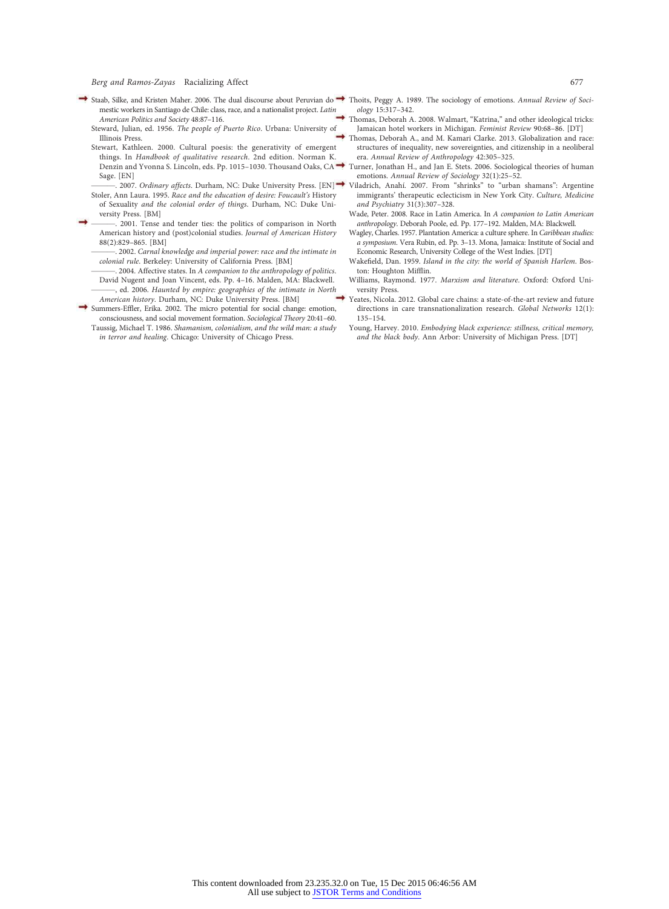Staab, Silke, and Kristen Maher. 2006. The dual discourse about Peruvian domestic workers in Santiago de Chile: class, race, and a nationalist project. *Latin American Politics and Society* 48:87–116.

Steward, Julian, ed. 1956. *The people of Puerto Rico*. Urbana: University of Illinois Press.

Stewart, Kathleen. 2000. Cultural poesis: the generativity of emergent things. In *Handbook of qualitative research*. 2nd edition. Norman K. Denzin and Yvonna S. Lincoln, eds. Pp. 1015–1030. Thousand Oaks, CA: Sage. [EN]

———. 2007. *Ordinary affects*. Durham, NC: Duke University Press. [EN]

Stoler, Ann Laura. 1995. *Race and the education of desire: Foucault's* History of Sexuality *and the colonial order of things*. Durham, NC: Duke University Press. [BM]

———. 2001. Tense and tender ties: the politics of comparison in North American history and (post)colonial studies. *Journal of American History* 88(2):829–865. [BM]

———. 2002. *Carnal knowledge and imperial power: race and the intimate in colonial rule*. Berkeley: University of California Press. [BM]

———. 2004. Affective states. In *A companion to the anthropology of politics*. David Nugent and Joan Vincent, eds. Pp. 4–16. Malden, MA: Blackwell.

———, ed. 2006. *Haunted by empire: geographies of the intimate in North American history*. Durham, NC: Duke University Press. [BM]

Summers-Effler, Erika. 2002. The micro potential for social change: emotion, consciousness, and social movement formation. *Sociological Theory* 20:41–60.

Taussig, Michael T. 1986. *Shamanism, colonialism, and the wild man: a study in terror and healing*. Chicago: University of Chicago Press.

Thoits, Peggy A. 1989. The sociology of emotions. *Annual Review of Sociology* 15:317–342.

Thomas, Deborah A. 2008. Walmart, "Katrina," and other ideological tricks: Jamaican hotel workers in Michigan. *Feminist Review* 90:68–86. [DT]

Thomas, Deborah A., and M. Kamari Clarke. 2013. Globalization and race: structures of inequality, new sovereignties, and citizenship in a neoliberal era. *Annual Review of Anthropology* 42:305–325.

Turner, Jonathan H., and Jan E. Stets. 2006. Sociological theories of human emotions. *Annual Review of Sociology* 32(1):25–52.

Viladrich, Anahí. 2007. From "shrinks" to "urban shamans": Argentine immigrants' therapeutic eclecticism in New York City. *Culture, Medicine and Psychiatry* 31(3):307–328.

Wade, Peter. 2008. Race in Latin America. In *A companion to Latin American anthropology*. Deborah Poole, ed. Pp. 177–192. Malden, MA: Blackwell.

Wagley, Charles. 1957. Plantation America: a culture sphere. In *Caribbean studies: a symposium*. Vera Rubin, ed. Pp. 3–13. Mona, Jamaica: Institute of Social and Economic Research, University College of the West Indies. [DT]

Wakefield, Dan. 1959. *Island in the city: the world of Spanish Harlem*. Boston: Houghton Mifflin.

Williams, Raymond. 1977. *Marxism and literature*. Oxford: Oxford University Press.

Yeates, Nicola. 2012. Global care chains: a state-of-the-art review and future directions in care transnationalization research. *Global Networks* 12(1): 135–154.

Young, Harvey. 2010. *Embodying black experience: stillness, critical memory, and the black body*. Ann Arbor: University of Michigan Press. [DT]